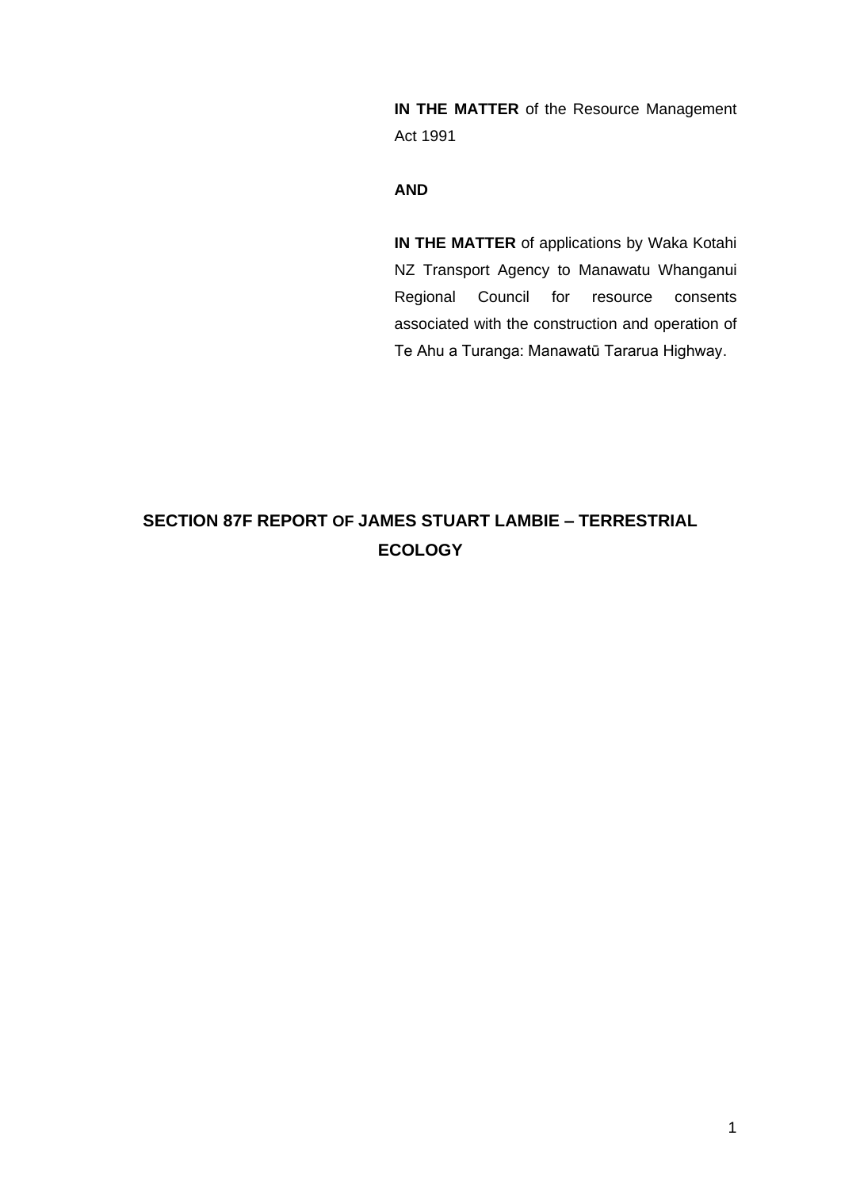**IN THE MATTER** of the Resource Management Act 1991

**AND**

**IN THE MATTER** of applications by Waka Kotahi NZ Transport Agency to Manawatu Whanganui Regional Council for resource consents associated with the construction and operation of Te Ahu a Turanga: Manawatū Tararua Highway.

# SECTION 87F REPORT OF JAMES STUART LAMBIE – TERRESTRIAL ECOLOGY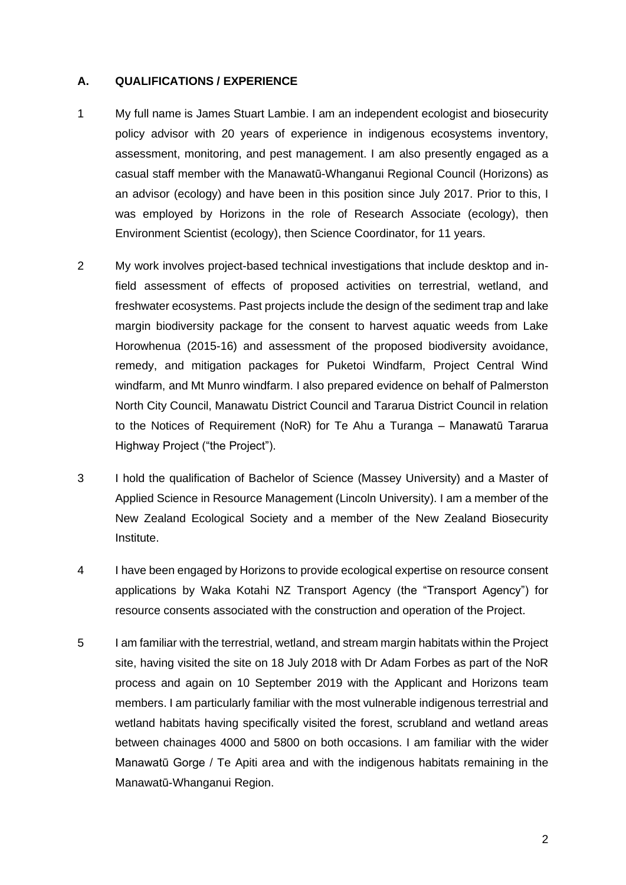## A. QUALIFICATIONS / EXPERIENCE

1 My full name is James Stuart Lambie. I am an independent ecologist and biosecurity policy advisor with 20 years of experience in indigenous ecosystems inventory, assessment, monitoring, and pest management. I am also presently engaged as a casual staff member with the Manawatū-Whanganui Regional Council (Horizons) as an advisor (ecology) and have been in this position since July 2017. Prior to this, I was employed by Horizons in the role of Research Associate (ecology), then Environment Scientist (ecology), then Science Coordinator, for 11 years.

2 My work involves project-based technical investigations that include desktop and in-field assessment of effects of proposed activities on terrestrial, wetland, and freshwater ecosystems. Past projects include the design of the sediment trap and lake margin biodiversity package for the consent to harvest aquatic weeds from Lake Horowhenua (2015-16) and assessment of the proposed biodiversity avoidance, remedy, and mitigation packages for Puketoi Windfarm, Project Central Wind windfarm, and Mt Munro windfarm. I also prepared evidence on behalf of Palmerston North City Council, Manawatu District Council and Tararua District Council in relation to the Notices of Requirement (NoR) for Te Ahu a Turanga – Manawatū Tararua Highway Project ("the Project").

3 I hold the qualification of Bachelor of Science (Massey University) and a Master of Applied Science in Resource Management (Lincoln University). I am a member of the New Zealand Ecological Society and a member of the New Zealand Biosecurity Institute.

4 I have been engaged by Horizons to provide ecological expertise on resource consent applications by Waka Kotahi NZ Transport Agency (the "Transport Agency") for resource consents associated with the construction and operation of the Project.

5 I am familiar with the terrestrial, wetland, and stream margin habitats within the Project site, having visited the site on 18 July 2018 with Dr Adam Forbes as part of the NoR process and again on 10 September 2019 with the Applicant and Horizons team members. I am particularly familiar with the most vulnerable indigenous terrestrial and wetland habitats having specifically visited the forest, scrubland and wetland areas between chainages 4000 and 5800 on both occasions. I am familiar with the wider Manawatū Gorge / Te Apiti area and with the indigenous habitats remaining in the Manawatū-Whanganui Region.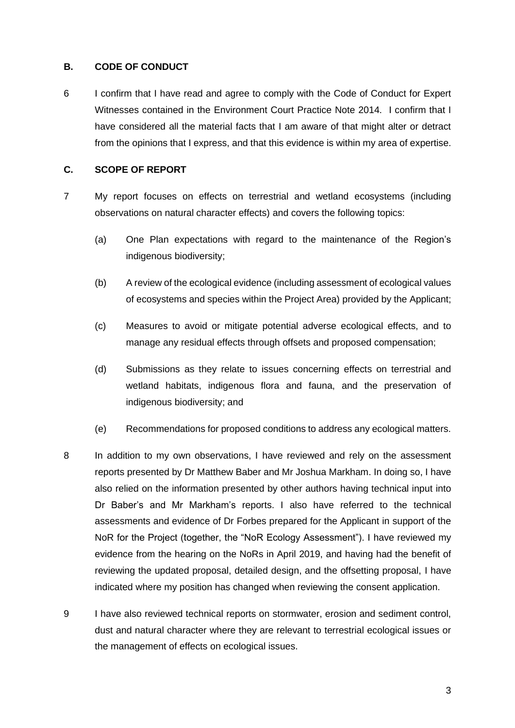## B. CODE OF CONDUCT

6 I confirm that I have read and agree to comply with the Code of Conduct for Expert Witnesses contained in the Environment Court Practice Note 2014. I confirm that I have considered all the material facts that I am aware of that might alter or detract from the opinions that I express, and that this evidence is within my area of expertise.

## C. SCOPE OF REPORT

7 My report focuses on effects on terrestrial and wetland ecosystems (including observations on natural character effects) and covers the following topics:

(a) One Plan expectations with regard to the maintenance of the Region's indigenous biodiversity;

(b) A review of the ecological evidence (including assessment of ecological values of ecosystems and species within the Project Area) provided by the Applicant;

(c) Measures to avoid or mitigate potential adverse ecological effects, and to manage any residual effects through offsets and proposed compensation;

(d) Submissions as they relate to issues concerning effects on terrestrial and wetland habitats, indigenous flora and fauna, and the preservation of indigenous biodiversity; and

(e) Recommendations for proposed conditions to address any ecological matters.

8 In addition to my own observations, I have reviewed and rely on the assessment reports presented by Dr Matthew Baber and Mr Joshua Markham. In doing so, I have also relied on the information presented by other authors having technical input into Dr Baber's and Mr Markham's reports. I also have referred to the technical assessments and evidence of Dr Forbes prepared for the Applicant in support of the NoR for the Project (together, the "NoR Ecology Assessment"). I have reviewed my evidence from the hearing on the NoRs in April 2019, and having had the benefit of reviewing the updated proposal, detailed design, and the offsetting proposal, I have indicated where my position has changed when reviewing the consent application.

9 I have also reviewed technical reports on stormwater, erosion and sediment control, dust and natural character where they are relevant to terrestrial ecological issues or the management of effects on ecological issues.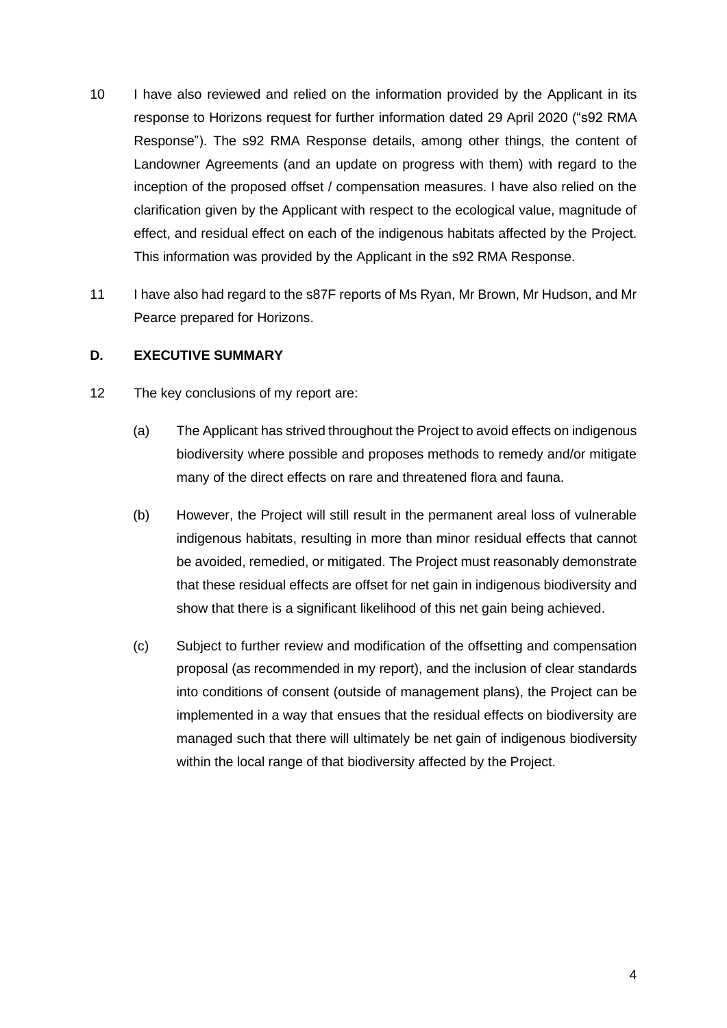10 I have also reviewed and relied on the information provided by the Applicant in its response to Horizons request for further information dated 29 April 2020 ("s92 RMA Response"). The s92 RMA Response details, among other things, the content of Landowner Agreements (and an update on progress with them) with regard to the inception of the proposed offset / compensation measures. I have also relied on the clarification given by the Applicant with respect to the ecological value, magnitude of effect, and residual effect on each of the indigenous habitats affected by the Project. This information was provided by the Applicant in the s92 RMA Response.

11 I have also had regard to the s87F reports of Ms Ryan, Mr Brown, Mr Hudson, and Mr Pearce prepared for Horizons.

## D. EXECUTIVE SUMMARY

12 The key conclusions of my report are:

(a) The Applicant has strived throughout the Project to avoid effects on indigenous biodiversity where possible and proposes methods to remedy and/or mitigate many of the direct effects on rare and threatened flora and fauna.

(b) However, the Project will still result in the permanent areal loss of vulnerable indigenous habitats, resulting in more than minor residual effects that cannot be avoided, remedied, or mitigated. The Project must reasonably demonstrate that these residual effects are offset for net gain in indigenous biodiversity and show that there is a significant likelihood of this net gain being achieved.

(c) Subject to further review and modification of the offsetting and compensation proposal (as recommended in my report), and the inclusion of clear standards into conditions of consent (outside of management plans), the Project can be implemented in a way that ensues that the residual effects on biodiversity are managed such that there will ultimately be net gain of indigenous biodiversity within the local range of that biodiversity affected by the Project.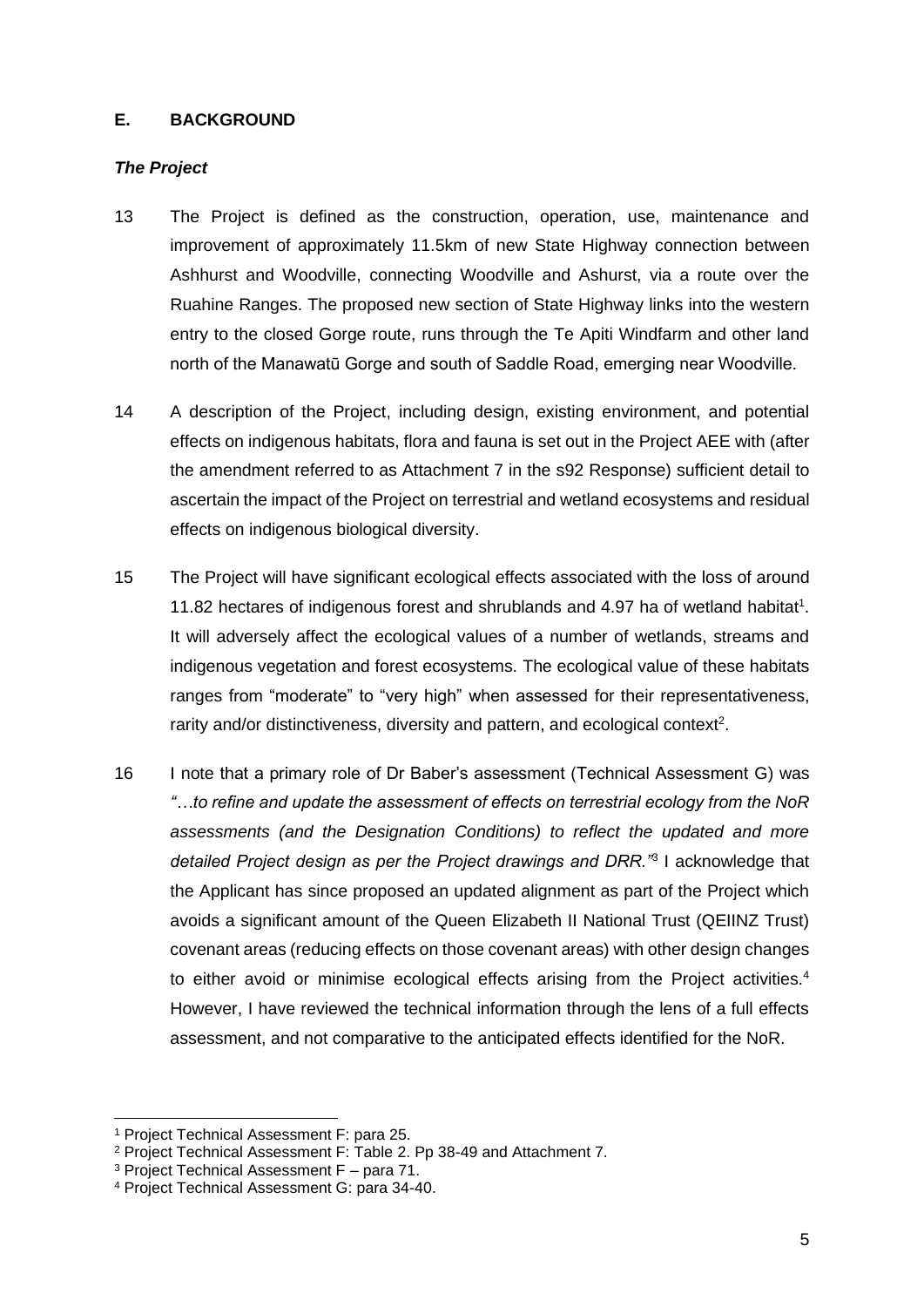## E. BACKGROUND

### *The Project*

13 The Project is defined as the construction, operation, use, maintenance and improvement of approximately 11.5km of new State Highway connection between Ashhurst and Woodville, connecting Woodville and Ashurst, via a route over the Ruahine Ranges. The proposed new section of State Highway links into the western entry to the closed Gorge route, runs through the Te Apiti Windfarm and other land north of the Manawatū Gorge and south of Saddle Road, emerging near Woodville.

14 A description of the Project, including design, existing environment, and potential effects on indigenous habitats, flora and fauna is set out in the Project AEE with (after the amendment referred to as Attachment 7 in the s92 Response) sufficient detail to ascertain the impact of the Project on terrestrial and wetland ecosystems and residual effects on indigenous biological diversity.

15 The Project will have significant ecological effects associated with the loss of around 11.82 hectares of indigenous forest and shrublands and 4.97 ha of wetland habitat[1]. It will adversely affect the ecological values of a number of wetlands, streams and indigenous vegetation and forest ecosystems. The ecological value of these habitats ranges from "moderate" to "very high" when assessed for their representativeness, rarity and/or distinctiveness, diversity and pattern, and ecological context[2].

16 I note that a primary role of Dr Baber's assessment (Technical Assessment G) was *"…to refine and update the assessment of effects on terrestrial ecology from the NoR assessments (and the Designation Conditions) to reflect the updated and more detailed Project design as per the Project drawings and DRR."*[3] I acknowledge that the Applicant has since proposed an updated alignment as part of the Project which avoids a significant amount of the Queen Elizabeth II National Trust (QEIINZ Trust) covenant areas (reducing effects on those covenant areas) with other design changes to either avoid or minimise ecological effects arising from the Project activities.[4] However, I have reviewed the technical information through the lens of a full effects assessment, and not comparative to the anticipated effects identified for the NoR.

---

[1] Project Technical Assessment F: para 25.

[2] Project Technical Assessment F: Table 2. Pp 38-49 and Attachment 7.

[3] Project Technical Assessment F – para 71.

[4] Project Technical Assessment G: para 34-40.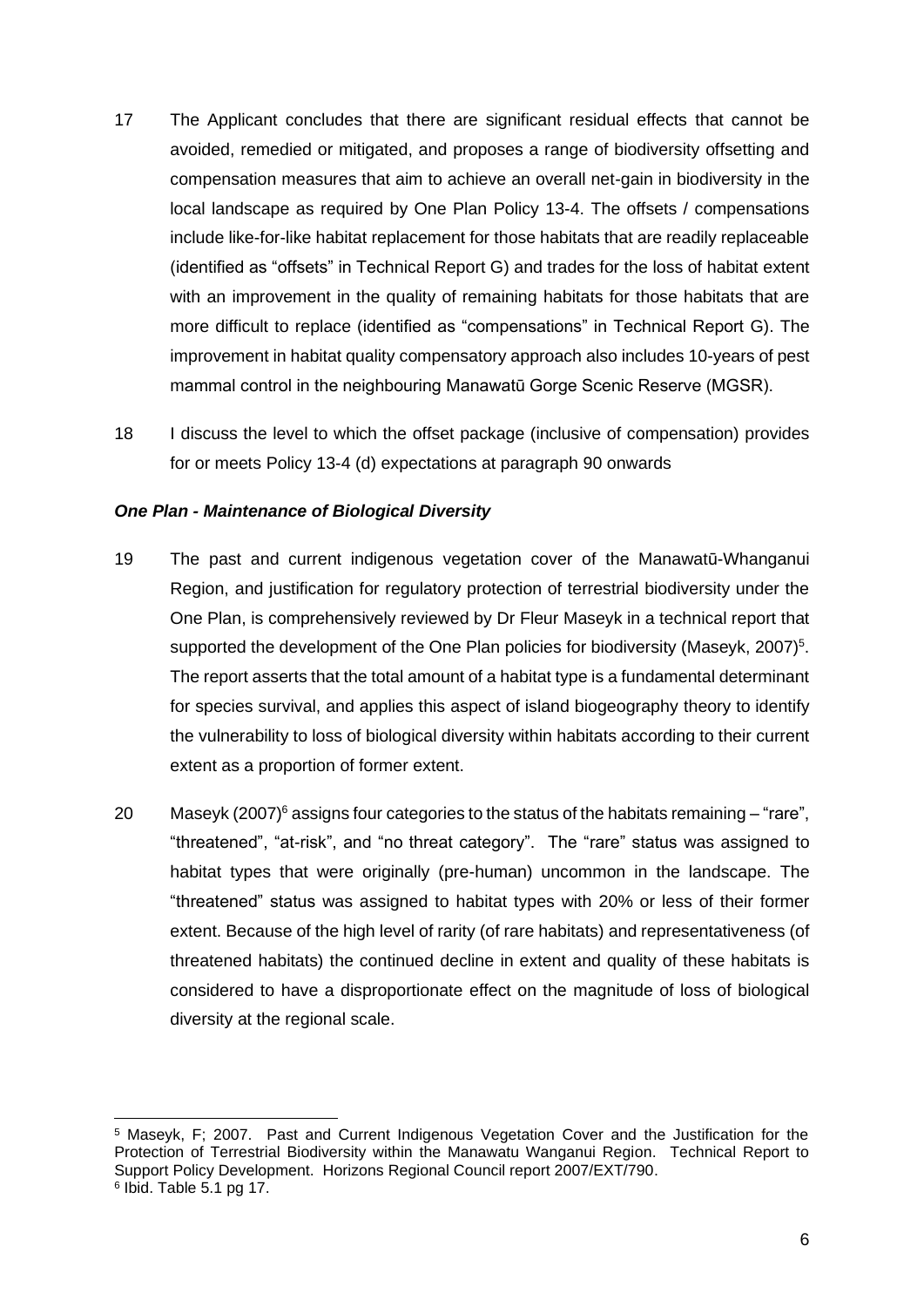17 The Applicant concludes that there are significant residual effects that cannot be avoided, remedied or mitigated, and proposes a range of biodiversity offsetting and compensation measures that aim to achieve an overall net-gain in biodiversity in the local landscape as required by One Plan Policy 13-4. The offsets / compensations include like-for-like habitat replacement for those habitats that are readily replaceable (identified as "offsets" in Technical Report G) and trades for the loss of habitat extent with an improvement in the quality of remaining habitats for those habitats that are more difficult to replace (identified as "compensations" in Technical Report G). The improvement in habitat quality compensatory approach also includes 10-years of pest mammal control in the neighbouring Manawatū Gorge Scenic Reserve (MGSR).

18 I discuss the level to which the offset package (inclusive of compensation) provides for or meets Policy 13-4 (d) expectations at paragraph 90 onwards

***One Plan - Maintenance of Biological Diversity***

19 The past and current indigenous vegetation cover of the Manawatū-Whanganui Region, and justification for regulatory protection of terrestrial biodiversity under the One Plan, is comprehensively reviewed by Dr Fleur Maseyk in a technical report that supported the development of the One Plan policies for biodiversity (Maseyk, 2007)[5]. The report asserts that the total amount of a habitat type is a fundamental determinant for species survival, and applies this aspect of island biogeography theory to identify the vulnerability to loss of biological diversity within habitats according to their current extent as a proportion of former extent.

20 Maseyk (2007)[6] assigns four categories to the status of the habitats remaining – "rare", "threatened", "at-risk", and "no threat category". The "rare" status was assigned to habitat types that were originally (pre-human) uncommon in the landscape. The "threatened" status was assigned to habitat types with 20% or less of their former extent. Because of the high level of rarity (of rare habitats) and representativeness (of threatened habitats) the continued decline in extent and quality of these habitats is considered to have a disproportionate effect on the magnitude of loss of biological diversity at the regional scale.

---

[5] Maseyk, F; 2007. Past and Current Indigenous Vegetation Cover and the Justification for the Protection of Terrestrial Biodiversity within the Manawatu Wanganui Region. Technical Report to Support Policy Development. Horizons Regional Council report 2007/EXT/790.

[6] Ibid. Table 5.1 pg 17.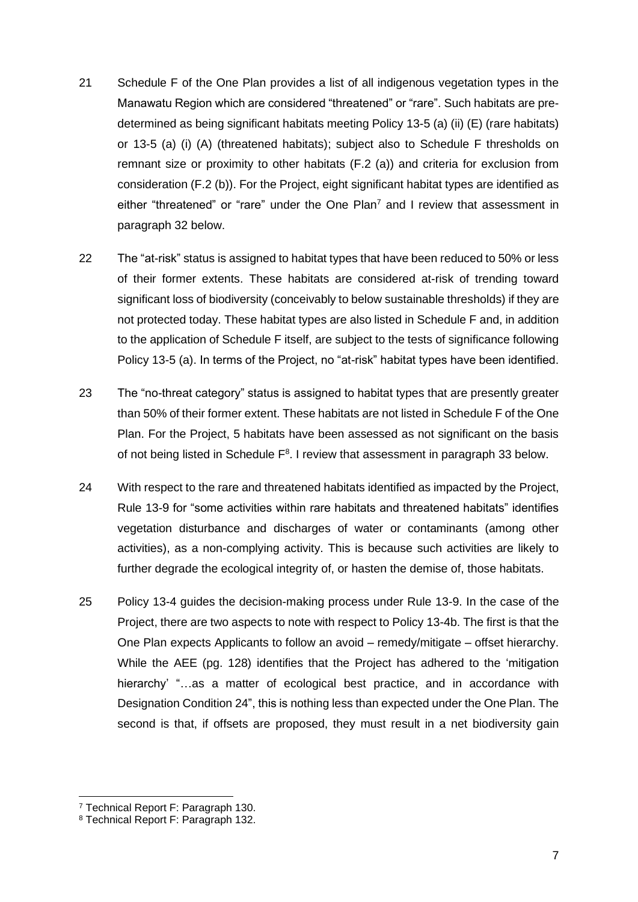21 Schedule F of the One Plan provides a list of all indigenous vegetation types in the Manawatu Region which are considered "threatened" or "rare". Such habitats are pre-determined as being significant habitats meeting Policy 13-5 (a) (ii) (E) (rare habitats) or 13-5 (a) (i) (A) (threatened habitats); subject also to Schedule F thresholds on remnant size or proximity to other habitats (F.2 (a)) and criteria for exclusion from consideration (F.2 (b)). For the Project, eight significant habitat types are identified as either "threatened" or "rare" under the One Plan[7] and I review that assessment in paragraph 32 below.

22 The "at-risk" status is assigned to habitat types that have been reduced to 50% or less of their former extents. These habitats are considered at-risk of trending toward significant loss of biodiversity (conceivably to below sustainable thresholds) if they are not protected today. These habitat types are also listed in Schedule F and, in addition to the application of Schedule F itself, are subject to the tests of significance following Policy 13-5 (a). In terms of the Project, no "at-risk" habitat types have been identified.

23 The "no-threat category" status is assigned to habitat types that are presently greater than 50% of their former extent. These habitats are not listed in Schedule F of the One Plan. For the Project, 5 habitats have been assessed as not significant on the basis of not being listed in Schedule F[8]. I review that assessment in paragraph 33 below.

24 With respect to the rare and threatened habitats identified as impacted by the Project, Rule 13-9 for "some activities within rare habitats and threatened habitats" identifies vegetation disturbance and discharges of water or contaminants (among other activities), as a non-complying activity. This is because such activities are likely to further degrade the ecological integrity of, or hasten the demise of, those habitats.

25 Policy 13-4 guides the decision-making process under Rule 13-9. In the case of the Project, there are two aspects to note with respect to Policy 13-4b. The first is that the One Plan expects Applicants to follow an avoid – remedy/mitigate – offset hierarchy. While the AEE (pg. 128) identifies that the Project has adhered to the 'mitigation hierarchy' "…as a matter of ecological best practice, and in accordance with Designation Condition 24", this is nothing less than expected under the One Plan. The second is that, if offsets are proposed, they must result in a net biodiversity gain

[7] Technical Report F: Paragraph 130.

[8] Technical Report F: Paragraph 132.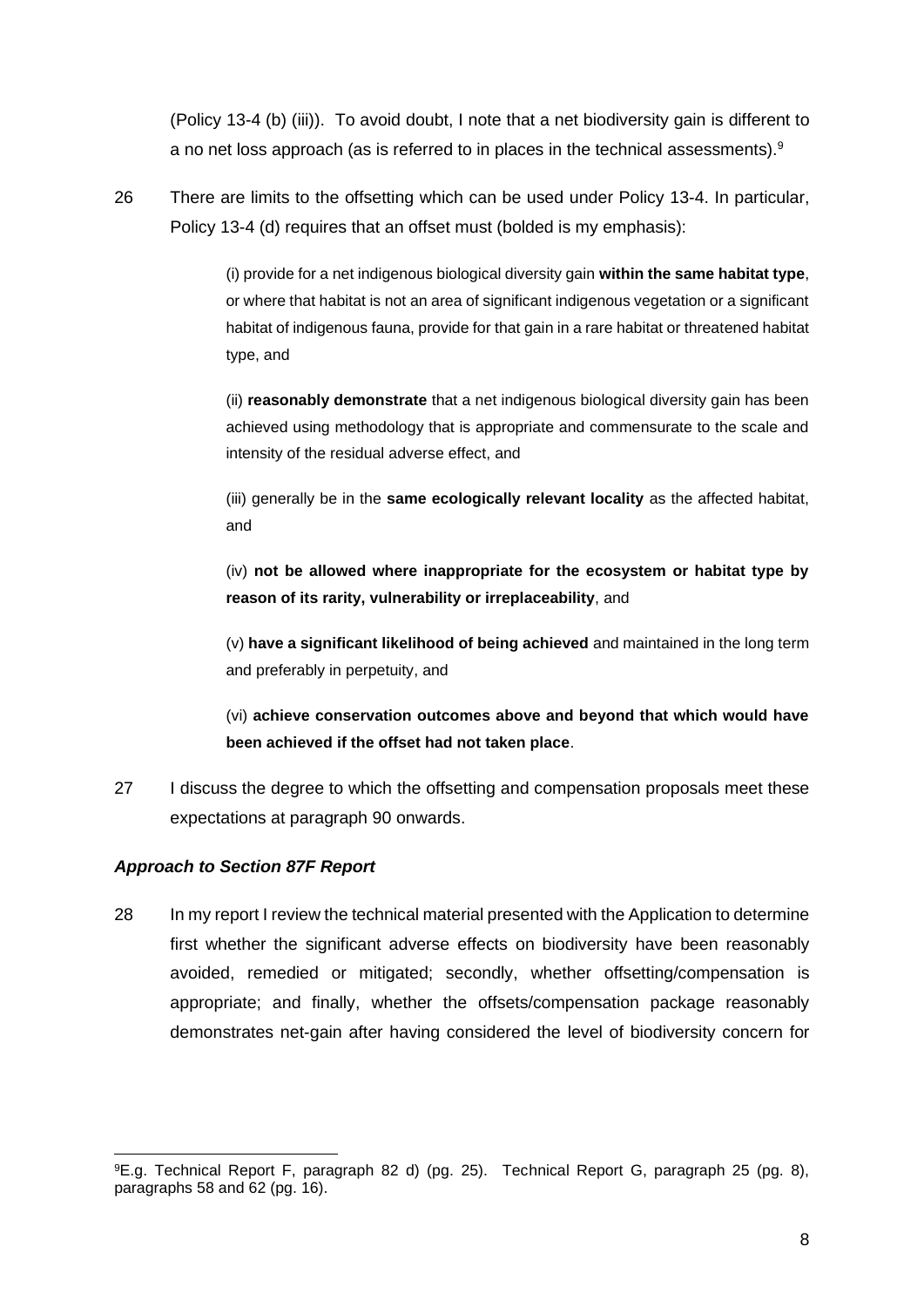(Policy 13-4 (b) (iii)). To avoid doubt, I note that a net biodiversity gain is different to a no net loss approach (as is referred to in places in the technical assessments).[9]

26 There are limits to the offsetting which can be used under Policy 13-4. In particular, Policy 13-4 (d) requires that an offset must (bolded is my emphasis):

> (i) provide for a net indigenous biological diversity gain **within the same habitat type**, or where that habitat is not an area of significant indigenous vegetation or a significant habitat of indigenous fauna, provide for that gain in a rare habitat or threatened habitat type, and
>
> (ii) **reasonably demonstrate** that a net indigenous biological diversity gain has been achieved using methodology that is appropriate and commensurate to the scale and intensity of the residual adverse effect, and
>
> (iii) generally be in the **same ecologically relevant locality** as the affected habitat, and
>
> (iv) **not be allowed where inappropriate for the ecosystem or habitat type by reason of its rarity, vulnerability or irreplaceability**, and
>
> (v) **have a significant likelihood of being achieved** and maintained in the long term and preferably in perpetuity, and
>
> (vi) **achieve conservation outcomes above and beyond that which would have been achieved if the offset had not taken place**.

27 I discuss the degree to which the offsetting and compensation proposals meet these expectations at paragraph 90 onwards.

### *Approach to Section 87F Report*

28 In my report I review the technical material presented with the Application to determine first whether the significant adverse effects on biodiversity have been reasonably avoided, remedied or mitigated; secondly, whether offsetting/compensation is appropriate; and finally, whether the offsets/compensation package reasonably demonstrates net-gain after having considered the level of biodiversity concern for

---

[9] E.g. Technical Report F, paragraph 82 d) (pg. 25). Technical Report G, paragraph 25 (pg. 8), paragraphs 58 and 62 (pg. 16).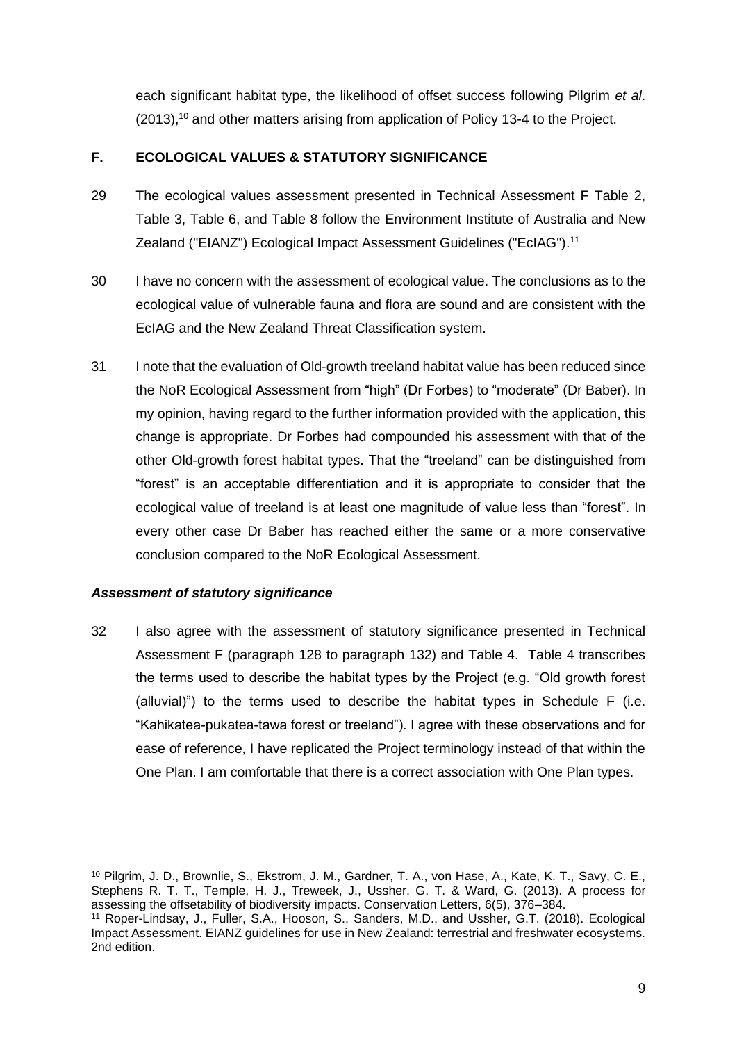each significant habitat type, the likelihood of offset success following Pilgrim *et al*. (2013),[10] and other matters arising from application of Policy 13-4 to the Project.

## F. ECOLOGICAL VALUES & STATUTORY SIGNIFICANCE

29 The ecological values assessment presented in Technical Assessment F Table 2, Table 3, Table 6, and Table 8 follow the Environment Institute of Australia and New Zealand ("EIANZ") Ecological Impact Assessment Guidelines ("EcIAG").[11]

30 I have no concern with the assessment of ecological value. The conclusions as to the ecological value of vulnerable fauna and flora are sound and are consistent with the EcIAG and the New Zealand Threat Classification system.

31 I note that the evaluation of Old-growth treeland habitat value has been reduced since the NoR Ecological Assessment from "high" (Dr Forbes) to "moderate" (Dr Baber). In my opinion, having regard to the further information provided with the application, this change is appropriate. Dr Forbes had compounded his assessment with that of the other Old-growth forest habitat types. That the "treeland" can be distinguished from "forest" is an acceptable differentiation and it is appropriate to consider that the ecological value of treeland is at least one magnitude of value less than "forest". In every other case Dr Baber has reached either the same or a more conservative conclusion compared to the NoR Ecological Assessment.

### *Assessment of statutory significance*

32 I also agree with the assessment of statutory significance presented in Technical Assessment F (paragraph 128 to paragraph 132) and Table 4. Table 4 transcribes the terms used to describe the habitat types by the Project (e.g. "Old growth forest (alluvial)") to the terms used to describe the habitat types in Schedule F (i.e. "Kahikatea-pukatea-tawa forest or treeland"). I agree with these observations and for ease of reference, I have replicated the Project terminology instead of that within the One Plan. I am comfortable that there is a correct association with One Plan types.

---

[10] Pilgrim, J. D., Brownlie, S., Ekstrom, J. M., Gardner, T. A., von Hase, A., Kate, K. T., Savy, C. E., Stephens R. T. T., Temple, H. J., Treweek, J., Ussher, G. T. & Ward, G. (2013). A process for assessing the offsetability of biodiversity impacts. Conservation Letters, 6(5), 376–384.

[11] Roper-Lindsay, J., Fuller, S.A., Hooson, S., Sanders, M.D., and Ussher, G.T. (2018). Ecological Impact Assessment. EIANZ guidelines for use in New Zealand: terrestrial and freshwater ecosystems. 2nd edition.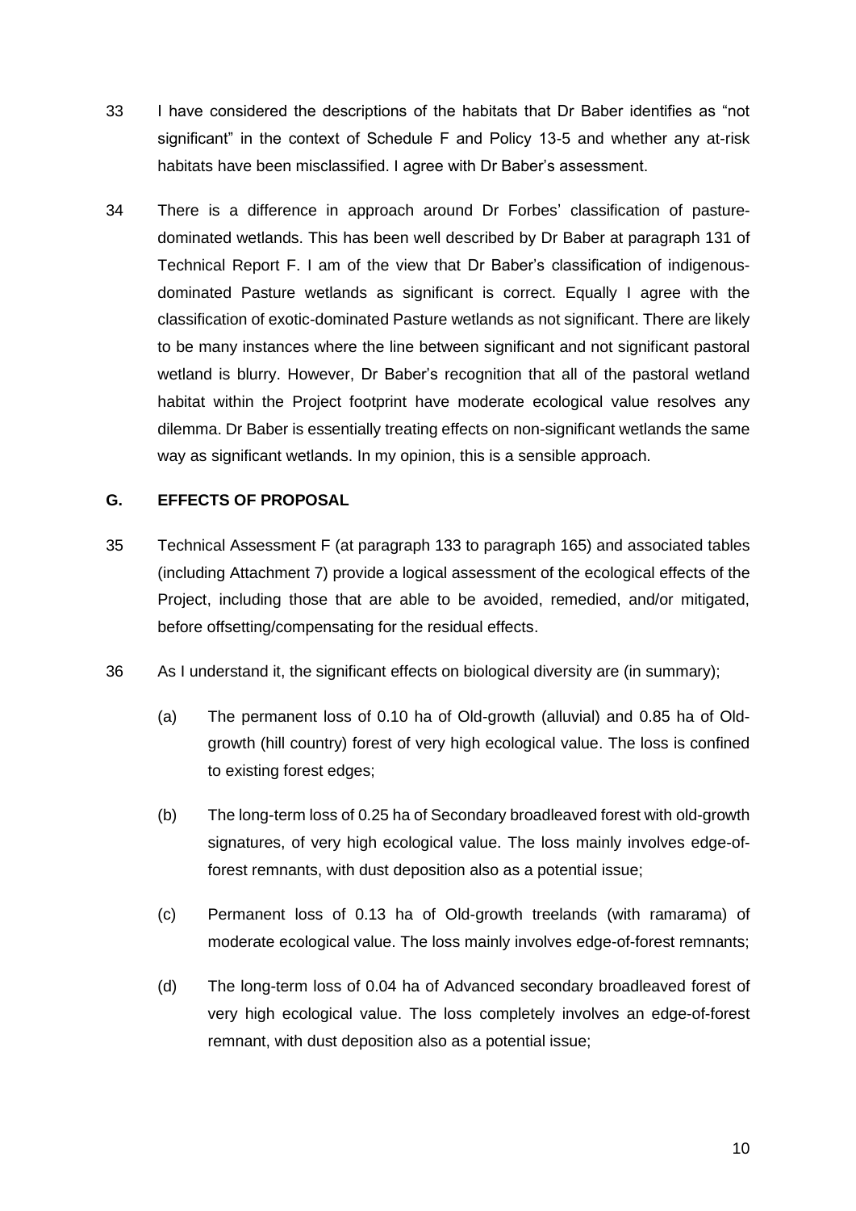33 I have considered the descriptions of the habitats that Dr Baber identifies as "not significant" in the context of Schedule F and Policy 13-5 and whether any at-risk habitats have been misclassified. I agree with Dr Baber's assessment.

34 There is a difference in approach around Dr Forbes' classification of pasture-dominated wetlands. This has been well described by Dr Baber at paragraph 131 of Technical Report F. I am of the view that Dr Baber's classification of indigenous-dominated Pasture wetlands as significant is correct. Equally I agree with the classification of exotic-dominated Pasture wetlands as not significant. There are likely to be many instances where the line between significant and not significant pastoral wetland is blurry. However, Dr Baber's recognition that all of the pastoral wetland habitat within the Project footprint have moderate ecological value resolves any dilemma. Dr Baber is essentially treating effects on non-significant wetlands the same way as significant wetlands. In my opinion, this is a sensible approach.

## G. EFFECTS OF PROPOSAL

35 Technical Assessment F (at paragraph 133 to paragraph 165) and associated tables (including Attachment 7) provide a logical assessment of the ecological effects of the Project, including those that are able to be avoided, remedied, and/or mitigated, before offsetting/compensating for the residual effects.

36 As I understand it, the significant effects on biological diversity are (in summary);

(a) The permanent loss of 0.10 ha of Old-growth (alluvial) and 0.85 ha of Old-growth (hill country) forest of very high ecological value. The loss is confined to existing forest edges;

(b) The long-term loss of 0.25 ha of Secondary broadleaved forest with old-growth signatures, of very high ecological value. The loss mainly involves edge-of-forest remnants, with dust deposition also as a potential issue;

(c) Permanent loss of 0.13 ha of Old-growth treelands (with ramarama) of moderate ecological value. The loss mainly involves edge-of-forest remnants;

(d) The long-term loss of 0.04 ha of Advanced secondary broadleaved forest of very high ecological value. The loss completely involves an edge-of-forest remnant, with dust deposition also as a potential issue;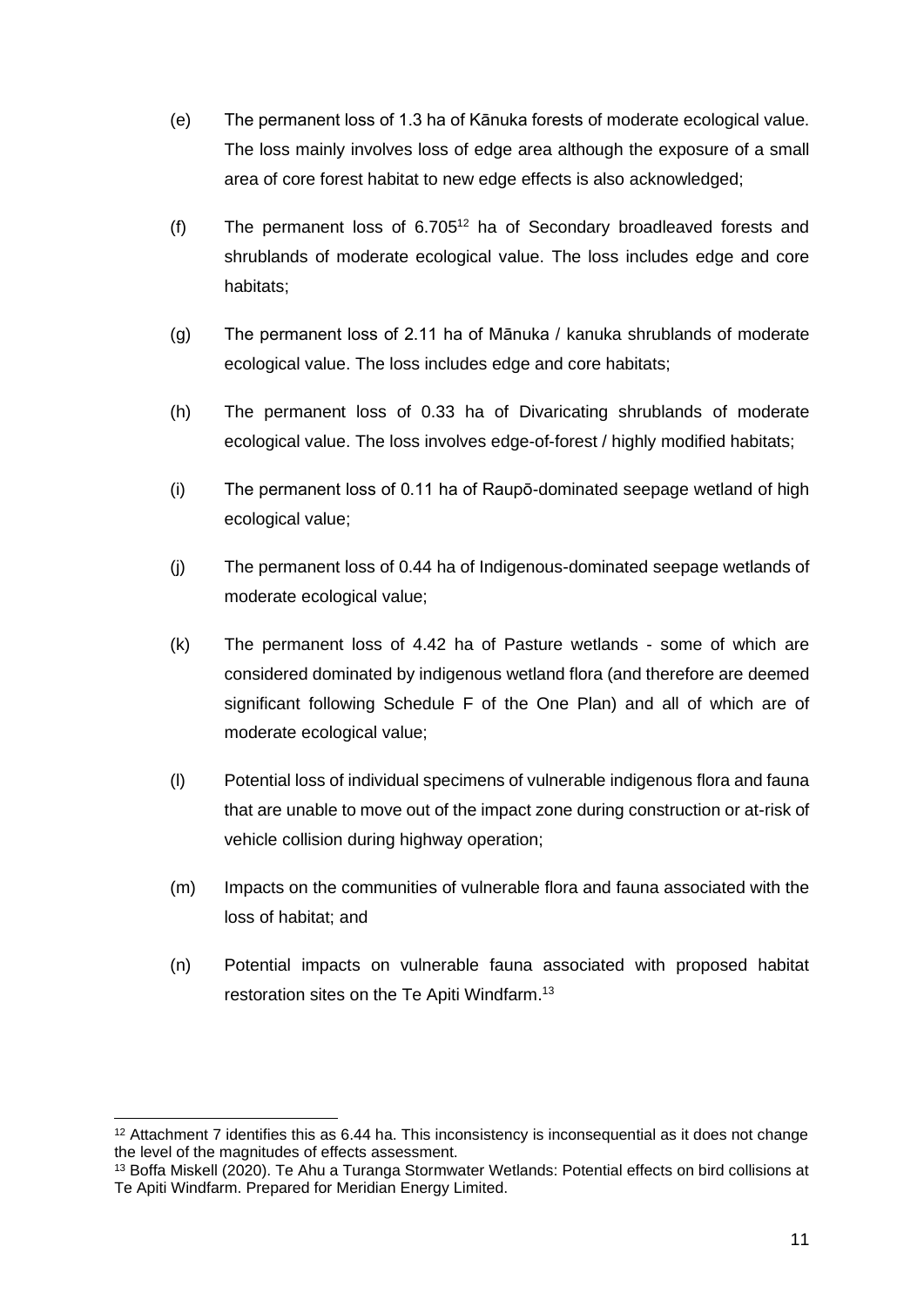(e) The permanent loss of 1.3 ha of Kānuka forests of moderate ecological value. The loss mainly involves loss of edge area although the exposure of a small area of core forest habitat to new edge effects is also acknowledged;

(f) The permanent loss of 6.705[12] ha of Secondary broadleaved forests and shrublands of moderate ecological value. The loss includes edge and core habitats;

(g) The permanent loss of 2.11 ha of Mānuka / kanuka shrublands of moderate ecological value. The loss includes edge and core habitats;

(h) The permanent loss of 0.33 ha of Divaricating shrublands of moderate ecological value. The loss involves edge-of-forest / highly modified habitats;

(i) The permanent loss of 0.11 ha of Raupō-dominated seepage wetland of high ecological value;

(j) The permanent loss of 0.44 ha of Indigenous-dominated seepage wetlands of moderate ecological value;

(k) The permanent loss of 4.42 ha of Pasture wetlands - some of which are considered dominated by indigenous wetland flora (and therefore are deemed significant following Schedule F of the One Plan) and all of which are of moderate ecological value;

(l) Potential loss of individual specimens of vulnerable indigenous flora and fauna that are unable to move out of the impact zone during construction or at-risk of vehicle collision during highway operation;

(m) Impacts on the communities of vulnerable flora and fauna associated with the loss of habitat; and

(n) Potential impacts on vulnerable fauna associated with proposed habitat restoration sites on the Te Apiti Windfarm.[13]

---

[12] Attachment 7 identifies this as 6.44 ha. This inconsistency is inconsequential as it does not change the level of the magnitudes of effects assessment.

[13] Boffa Miskell (2020). Te Ahu a Turanga Stormwater Wetlands: Potential effects on bird collisions at Te Apiti Windfarm. Prepared for Meridian Energy Limited.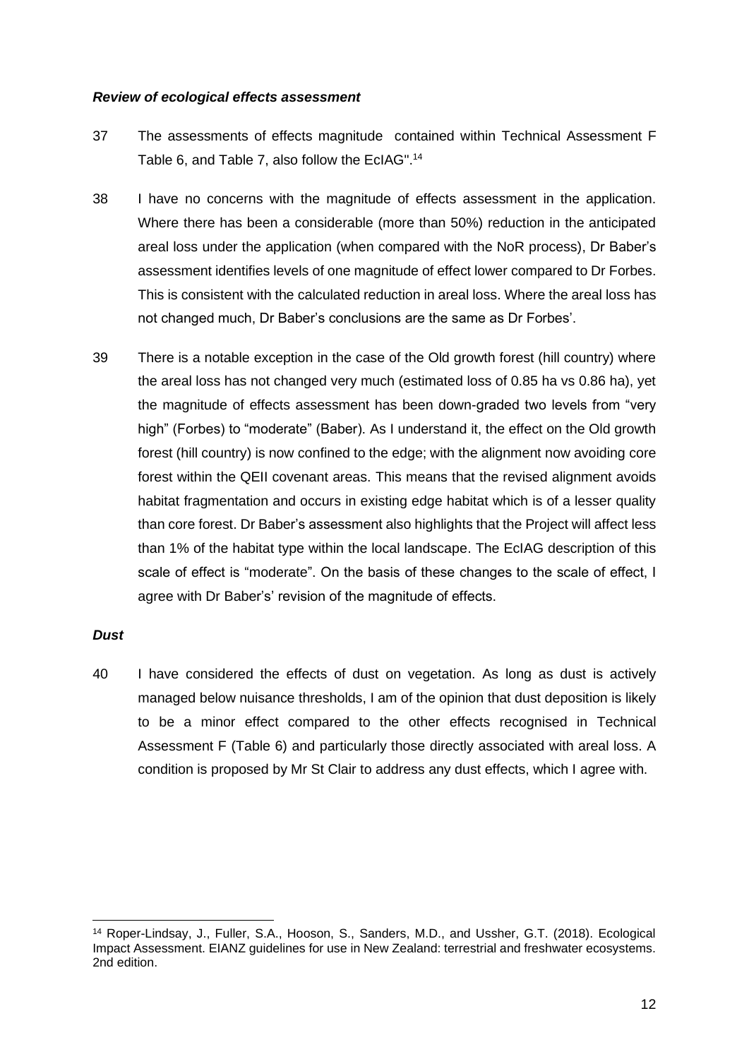### *Review of ecological effects assessment*

37 The assessments of effects magnitude contained within Technical Assessment F Table 6, and Table 7, also follow the EcIAG".[14]

38 I have no concerns with the magnitude of effects assessment in the application. Where there has been a considerable (more than 50%) reduction in the anticipated areal loss under the application (when compared with the NoR process), Dr Baber's assessment identifies levels of one magnitude of effect lower compared to Dr Forbes. This is consistent with the calculated reduction in areal loss. Where the areal loss has not changed much, Dr Baber's conclusions are the same as Dr Forbes'.

39 There is a notable exception in the case of the Old growth forest (hill country) where the areal loss has not changed very much (estimated loss of 0.85 ha vs 0.86 ha), yet the magnitude of effects assessment has been down-graded two levels from "very high" (Forbes) to "moderate" (Baber). As I understand it, the effect on the Old growth forest (hill country) is now confined to the edge; with the alignment now avoiding core forest within the QEII covenant areas. This means that the revised alignment avoids habitat fragmentation and occurs in existing edge habitat which is of a lesser quality than core forest. Dr Baber's assessment also highlights that the Project will affect less than 1% of the habitat type within the local landscape. The EcIAG description of this scale of effect is "moderate". On the basis of these changes to the scale of effect, I agree with Dr Baber's' revision of the magnitude of effects.

### *Dust*

40 I have considered the effects of dust on vegetation. As long as dust is actively managed below nuisance thresholds, I am of the opinion that dust deposition is likely to be a minor effect compared to the other effects recognised in Technical Assessment F (Table 6) and particularly those directly associated with areal loss. A condition is proposed by Mr St Clair to address any dust effects, which I agree with.

---

[14] Roper-Lindsay, J., Fuller, S.A., Hooson, S., Sanders, M.D., and Ussher, G.T. (2018). Ecological Impact Assessment. EIANZ guidelines for use in New Zealand: terrestrial and freshwater ecosystems. 2nd edition.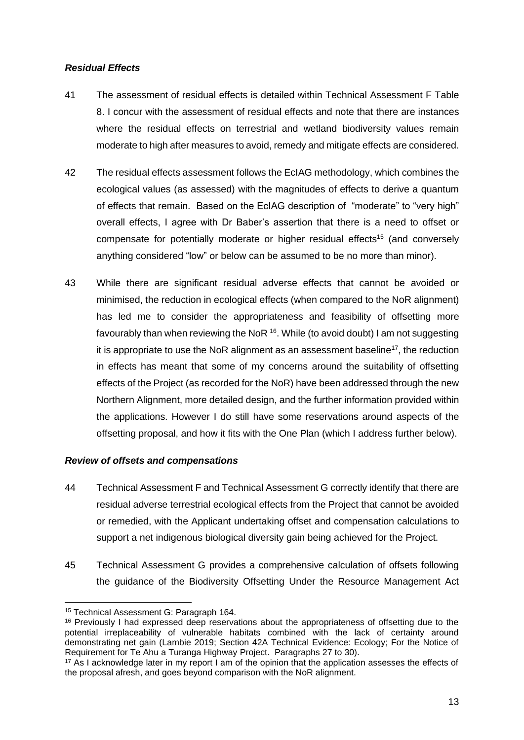### *Residual Effects*

41 The assessment of residual effects is detailed within Technical Assessment F Table 8. I concur with the assessment of residual effects and note that there are instances where the residual effects on terrestrial and wetland biodiversity values remain moderate to high after measures to avoid, remedy and mitigate effects are considered.

42 The residual effects assessment follows the EcIAG methodology, which combines the ecological values (as assessed) with the magnitudes of effects to derive a quantum of effects that remain. Based on the EcIAG description of "moderate" to "very high" overall effects, I agree with Dr Baber's assertion that there is a need to offset or compensate for potentially moderate or higher residual effects[15] (and conversely anything considered "low" or below can be assumed to be no more than minor).

43 While there are significant residual adverse effects that cannot be avoided or minimised, the reduction in ecological effects (when compared to the NoR alignment) has led me to consider the appropriateness and feasibility of offsetting more favourably than when reviewing the NoR [16]. While (to avoid doubt) I am not suggesting it is appropriate to use the NoR alignment as an assessment baseline[17], the reduction in effects has meant that some of my concerns around the suitability of offsetting effects of the Project (as recorded for the NoR) have been addressed through the new Northern Alignment, more detailed design, and the further information provided within the applications. However I do still have some reservations around aspects of the offsetting proposal, and how it fits with the One Plan (which I address further below).

### *Review of offsets and compensations*

44 Technical Assessment F and Technical Assessment G correctly identify that there are residual adverse terrestrial ecological effects from the Project that cannot be avoided or remedied, with the Applicant undertaking offset and compensation calculations to support a net indigenous biological diversity gain being achieved for the Project.

45 Technical Assessment G provides a comprehensive calculation of offsets following the guidance of the Biodiversity Offsetting Under the Resource Management Act

---

[15] Technical Assessment G: Paragraph 164.

[16] Previously I had expressed deep reservations about the appropriateness of offsetting due to the potential irreplaceability of vulnerable habitats combined with the lack of certainty around demonstrating net gain (Lambie 2019; Section 42A Technical Evidence: Ecology; For the Notice of Requirement for Te Ahu a Turanga Highway Project. Paragraphs 27 to 30).

[17] As I acknowledge later in my report I am of the opinion that the application assesses the effects of the proposal afresh, and goes beyond comparison with the NoR alignment.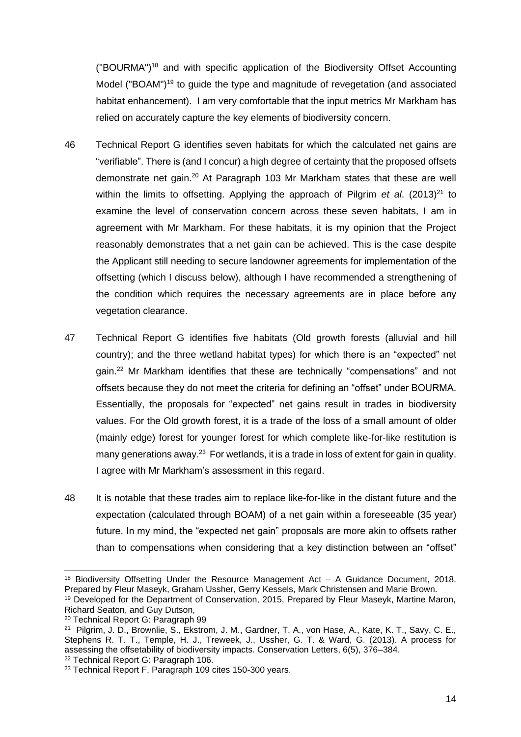("BOURMA")[18] and with specific application of the Biodiversity Offset Accounting Model ("BOAM")[19] to guide the type and magnitude of revegetation (and associated habitat enhancement). I am very comfortable that the input metrics Mr Markham has relied on accurately capture the key elements of biodiversity concern.

46 Technical Report G identifies seven habitats for which the calculated net gains are "verifiable". There is (and I concur) a high degree of certainty that the proposed offsets demonstrate net gain.[20] At Paragraph 103 Mr Markham states that these are well within the limits to offsetting. Applying the approach of Pilgrim *et al*. (2013)[21] to examine the level of conservation concern across these seven habitats, I am in agreement with Mr Markham. For these habitats, it is my opinion that the Project reasonably demonstrates that a net gain can be achieved. This is the case despite the Applicant still needing to secure landowner agreements for implementation of the offsetting (which I discuss below), although I have recommended a strengthening of the condition which requires the necessary agreements are in place before any vegetation clearance.

47 Technical Report G identifies five habitats (Old growth forests (alluvial and hill country); and the three wetland habitat types) for which there is an "expected" net gain.[22] Mr Markham identifies that these are technically "compensations" and not offsets because they do not meet the criteria for defining an "offset" under BOURMA. Essentially, the proposals for "expected" net gains result in trades in biodiversity values. For the Old growth forest, it is a trade of the loss of a small amount of older (mainly edge) forest for younger forest for which complete like-for-like restitution is many generations away.[23] For wetlands, it is a trade in loss of extent for gain in quality. I agree with Mr Markham's assessment in this regard.

48 It is notable that these trades aim to replace like-for-like in the distant future and the expectation (calculated through BOAM) of a net gain within a foreseeable (35 year) future. In my mind, the "expected net gain" proposals are more akin to offsets rather than to compensations when considering that a key distinction between an "offset"

---

[18] Biodiversity Offsetting Under the Resource Management Act – A Guidance Document, 2018. Prepared by Fleur Maseyk, Graham Ussher, Gerry Kessels, Mark Christensen and Marie Brown.

[19] Developed for the Department of Conservation, 2015, Prepared by Fleur Maseyk, Martine Maron, Richard Seaton, and Guy Dutson,

[20] Technical Report G: Paragraph 99

[21] Pilgrim, J. D., Brownlie, S., Ekstrom, J. M., Gardner, T. A., von Hase, A., Kate, K. T., Savy, C. E., Stephens R. T. T., Temple, H. J., Treweek, J., Ussher, G. T. & Ward, G. (2013). A process for assessing the offsetability of biodiversity impacts. Conservation Letters, 6(5), 376–384.

[22] Technical Report G: Paragraph 106.

[23] Technical Report F, Paragraph 109 cites 150-300 years.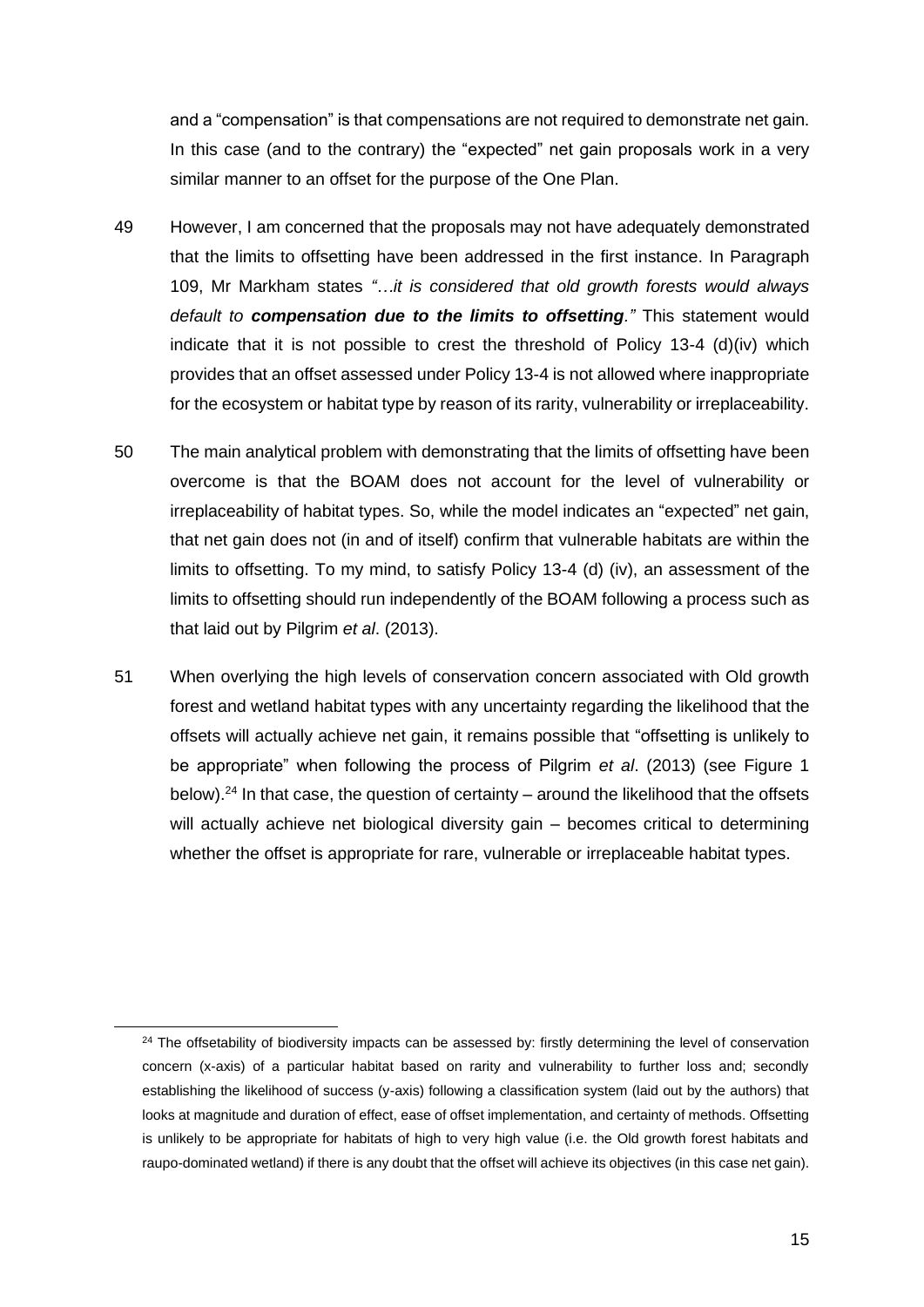and a "compensation" is that compensations are not required to demonstrate net gain. In this case (and to the contrary) the "expected" net gain proposals work in a very similar manner to an offset for the purpose of the One Plan.

49 However, I am concerned that the proposals may not have adequately demonstrated that the limits to offsetting have been addressed in the first instance. In Paragraph 109, Mr Markham states *"…it is considered that old growth forests would always default to* ***compensation due to the limits to offsetting****."* This statement would indicate that it is not possible to crest the threshold of Policy 13-4 (d)(iv) which provides that an offset assessed under Policy 13-4 is not allowed where inappropriate for the ecosystem or habitat type by reason of its rarity, vulnerability or irreplaceability.

50 The main analytical problem with demonstrating that the limits of offsetting have been overcome is that the BOAM does not account for the level of vulnerability or irreplaceability of habitat types. So, while the model indicates an "expected" net gain, that net gain does not (in and of itself) confirm that vulnerable habitats are within the limits to offsetting. To my mind, to satisfy Policy 13-4 (d) (iv), an assessment of the limits to offsetting should run independently of the BOAM following a process such as that laid out by Pilgrim *et al*. (2013).

51 When overlying the high levels of conservation concern associated with Old growth forest and wetland habitat types with any uncertainty regarding the likelihood that the offsets will actually achieve net gain, it remains possible that "offsetting is unlikely to be appropriate" when following the process of Pilgrim *et al*. (2013) (see Figure 1 below).[24] In that case, the question of certainty – around the likelihood that the offsets will actually achieve net biological diversity gain – becomes critical to determining whether the offset is appropriate for rare, vulnerable or irreplaceable habitat types.

[24] The offsetability of biodiversity impacts can be assessed by: firstly determining the level of conservation concern (x-axis) of a particular habitat based on rarity and vulnerability to further loss and; secondly establishing the likelihood of success (y-axis) following a classification system (laid out by the authors) that looks at magnitude and duration of effect, ease of offset implementation, and certainty of methods. Offsetting is unlikely to be appropriate for habitats of high to very high value (i.e. the Old growth forest habitats and raupo-dominated wetland) if there is any doubt that the offset will achieve its objectives (in this case net gain).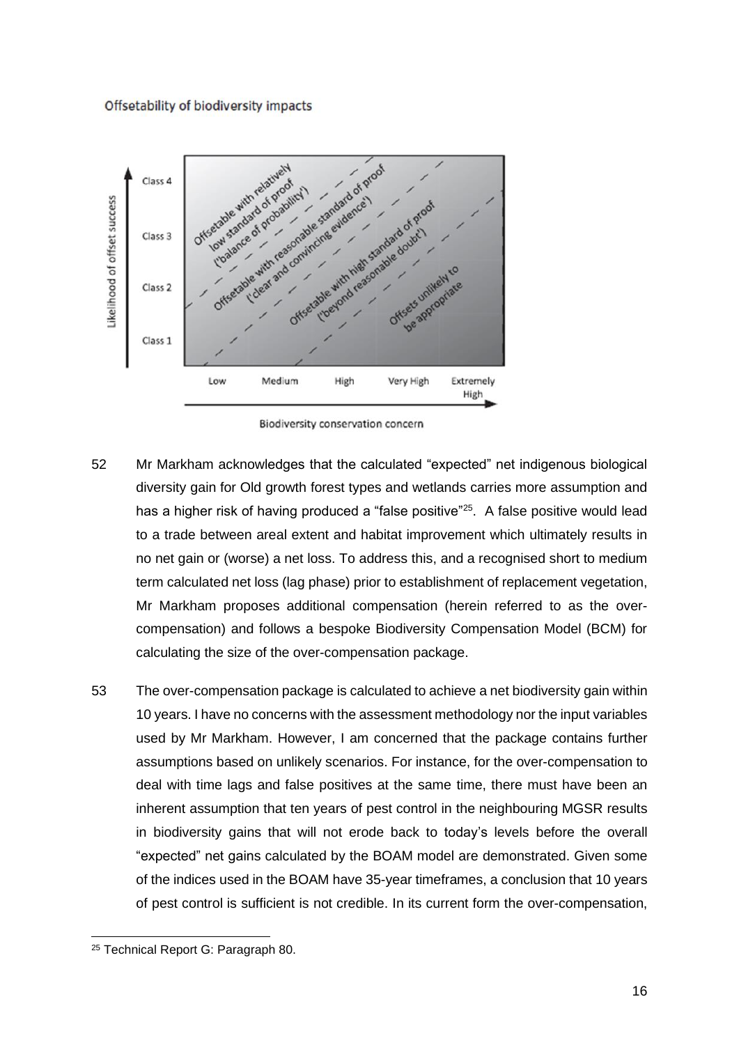Offsetability of biodiversity impacts

52 Mr Markham acknowledges that the calculated "expected" net indigenous biological diversity gain for Old growth forest types and wetlands carries more assumption and has a higher risk of having produced a "false positive"[25]. A false positive would lead to a trade between areal extent and habitat improvement which ultimately results in no net gain or (worse) a net loss. To address this, and a recognised short to medium term calculated net loss (lag phase) prior to establishment of replacement vegetation, Mr Markham proposes additional compensation (herein referred to as the over-compensation) and follows a bespoke Biodiversity Compensation Model (BCM) for calculating the size of the over-compensation package.

53 The over-compensation package is calculated to achieve a net biodiversity gain within 10 years. I have no concerns with the assessment methodology nor the input variables used by Mr Markham. However, I am concerned that the package contains further assumptions based on unlikely scenarios. For instance, for the over-compensation to deal with time lags and false positives at the same time, there must have been an inherent assumption that ten years of pest control in the neighbouring MGSR results in biodiversity gains that will not erode back to today's levels before the overall "expected" net gains calculated by the BOAM model are demonstrated. Given some of the indices used in the BOAM have 35-year timeframes, a conclusion that 10 years of pest control is sufficient is not credible. In its current form the over-compensation,

[25] Technical Report G: Paragraph 80.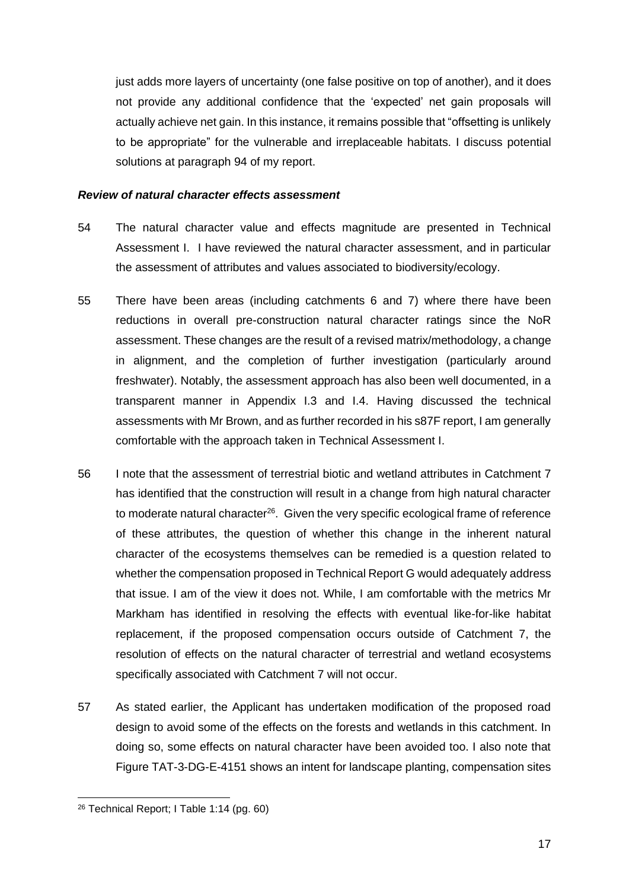just adds more layers of uncertainty (one false positive on top of another), and it does not provide any additional confidence that the 'expected' net gain proposals will actually achieve net gain. In this instance, it remains possible that "offsetting is unlikely to be appropriate" for the vulnerable and irreplaceable habitats. I discuss potential solutions at paragraph 94 of my report.

***Review of natural character effects assessment***

54 The natural character value and effects magnitude are presented in Technical Assessment I. I have reviewed the natural character assessment, and in particular the assessment of attributes and values associated to biodiversity/ecology.

55 There have been areas (including catchments 6 and 7) where there have been reductions in overall pre-construction natural character ratings since the NoR assessment. These changes are the result of a revised matrix/methodology, a change in alignment, and the completion of further investigation (particularly around freshwater). Notably, the assessment approach has also been well documented, in a transparent manner in Appendix I.3 and I.4. Having discussed the technical assessments with Mr Brown, and as further recorded in his s87F report, I am generally comfortable with the approach taken in Technical Assessment I.

56 I note that the assessment of terrestrial biotic and wetland attributes in Catchment 7 has identified that the construction will result in a change from high natural character to moderate natural character[26]. Given the very specific ecological frame of reference of these attributes, the question of whether this change in the inherent natural character of the ecosystems themselves can be remedied is a question related to whether the compensation proposed in Technical Report G would adequately address that issue. I am of the view it does not. While, I am comfortable with the metrics Mr Markham has identified in resolving the effects with eventual like-for-like habitat replacement, if the proposed compensation occurs outside of Catchment 7, the resolution of effects on the natural character of terrestrial and wetland ecosystems specifically associated with Catchment 7 will not occur.

57 As stated earlier, the Applicant has undertaken modification of the proposed road design to avoid some of the effects on the forests and wetlands in this catchment. In doing so, some effects on natural character have been avoided too. I also note that Figure TAT-3-DG-E-4151 shows an intent for landscape planting, compensation sites

[26] Technical Report; I Table 1:14 (pg. 60)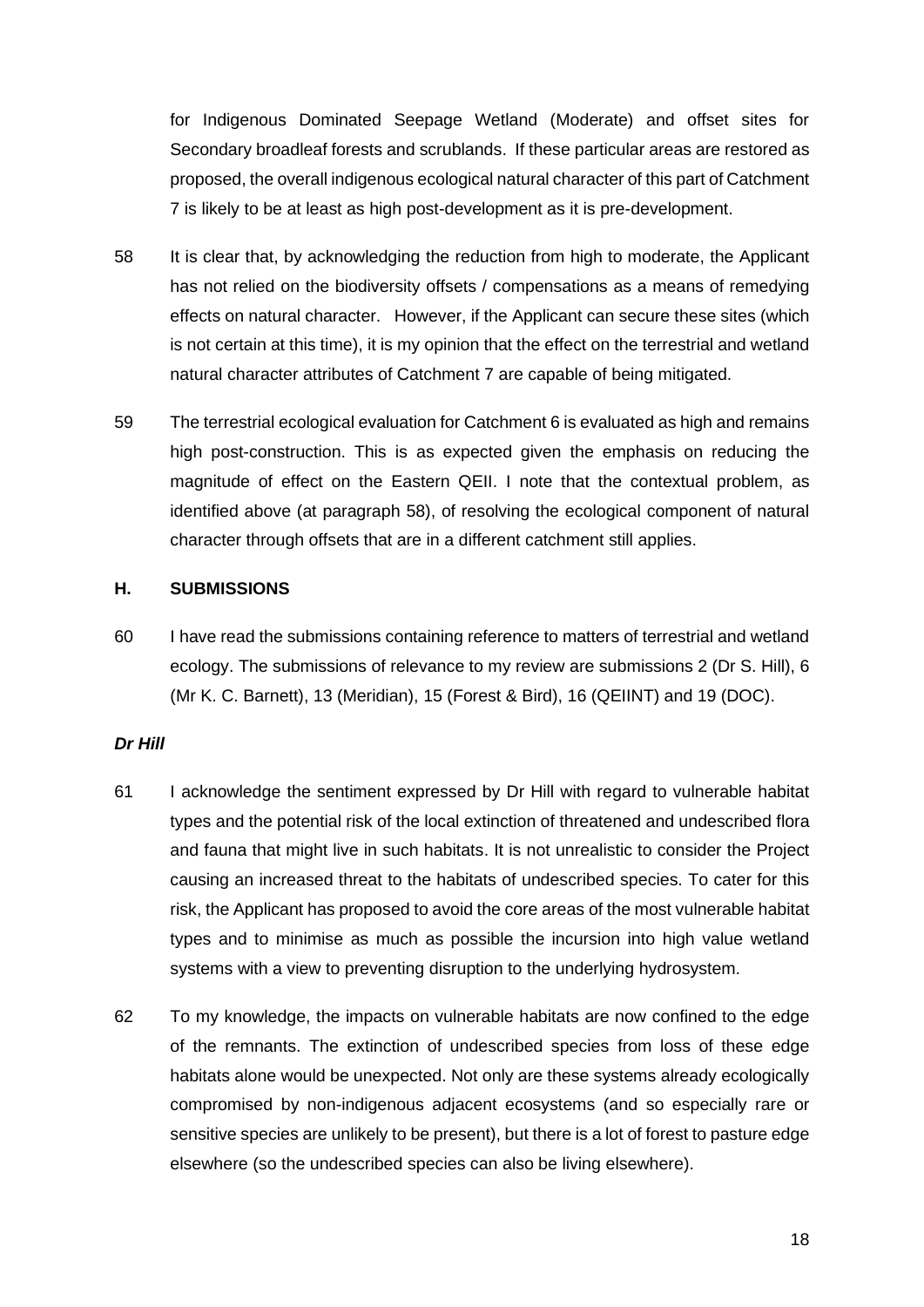for Indigenous Dominated Seepage Wetland (Moderate) and offset sites for Secondary broadleaf forests and scrublands. If these particular areas are restored as proposed, the overall indigenous ecological natural character of this part of Catchment 7 is likely to be at least as high post-development as it is pre-development.

58 It is clear that, by acknowledging the reduction from high to moderate, the Applicant has not relied on the biodiversity offsets / compensations as a means of remedying effects on natural character. However, if the Applicant can secure these sites (which is not certain at this time), it is my opinion that the effect on the terrestrial and wetland natural character attributes of Catchment 7 are capable of being mitigated.

59 The terrestrial ecological evaluation for Catchment 6 is evaluated as high and remains high post-construction. This is as expected given the emphasis on reducing the magnitude of effect on the Eastern QEII. I note that the contextual problem, as identified above (at paragraph 58), of resolving the ecological component of natural character through offsets that are in a different catchment still applies.

## H. SUBMISSIONS

60 I have read the submissions containing reference to matters of terrestrial and wetland ecology. The submissions of relevance to my review are submissions 2 (Dr S. Hill), 6 (Mr K. C. Barnett), 13 (Meridian), 15 (Forest & Bird), 16 (QEIINT) and 19 (DOC).

### *Dr Hill*

61 I acknowledge the sentiment expressed by Dr Hill with regard to vulnerable habitat types and the potential risk of the local extinction of threatened and undescribed flora and fauna that might live in such habitats. It is not unrealistic to consider the Project causing an increased threat to the habitats of undescribed species. To cater for this risk, the Applicant has proposed to avoid the core areas of the most vulnerable habitat types and to minimise as much as possible the incursion into high value wetland systems with a view to preventing disruption to the underlying hydrosystem.

62 To my knowledge, the impacts on vulnerable habitats are now confined to the edge of the remnants. The extinction of undescribed species from loss of these edge habitats alone would be unexpected. Not only are these systems already ecologically compromised by non-indigenous adjacent ecosystems (and so especially rare or sensitive species are unlikely to be present), but there is a lot of forest to pasture edge elsewhere (so the undescribed species can also be living elsewhere).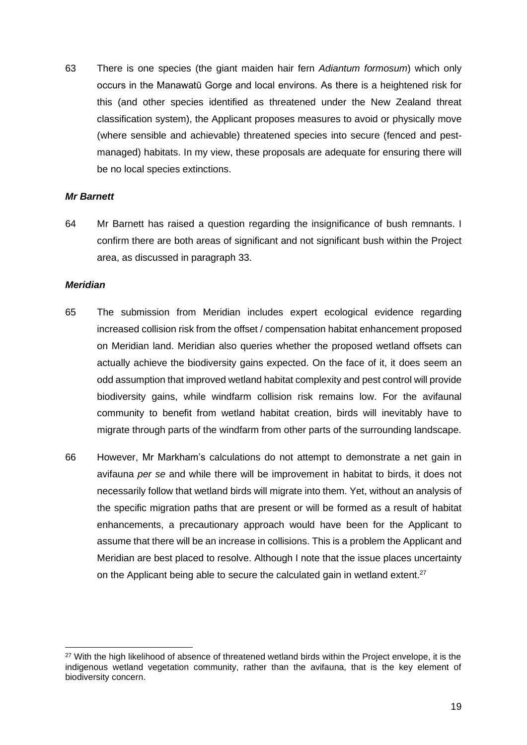63 There is one species (the giant maiden hair fern *Adiantum formosum*) which only occurs in the Manawatū Gorge and local environs. As there is a heightened risk for this (and other species identified as threatened under the New Zealand threat classification system), the Applicant proposes measures to avoid or physically move (where sensible and achievable) threatened species into secure (fenced and pest-managed) habitats. In my view, these proposals are adequate for ensuring there will be no local species extinctions.

### *Mr Barnett*

64 Mr Barnett has raised a question regarding the insignificance of bush remnants. I confirm there are both areas of significant and not significant bush within the Project area, as discussed in paragraph 33.

### *Meridian*

65 The submission from Meridian includes expert ecological evidence regarding increased collision risk from the offset / compensation habitat enhancement proposed on Meridian land. Meridian also queries whether the proposed wetland offsets can actually achieve the biodiversity gains expected. On the face of it, it does seem an odd assumption that improved wetland habitat complexity and pest control will provide biodiversity gains, while windfarm collision risk remains low. For the avifaunal community to benefit from wetland habitat creation, birds will inevitably have to migrate through parts of the windfarm from other parts of the surrounding landscape.

66 However, Mr Markham's calculations do not attempt to demonstrate a net gain in avifauna *per se* and while there will be improvement in habitat to birds, it does not necessarily follow that wetland birds will migrate into them. Yet, without an analysis of the specific migration paths that are present or will be formed as a result of habitat enhancements, a precautionary approach would have been for the Applicant to assume that there will be an increase in collisions. This is a problem the Applicant and Meridian are best placed to resolve. Although I note that the issue places uncertainty on the Applicant being able to secure the calculated gain in wetland extent.[27]

[27] With the high likelihood of absence of threatened wetland birds within the Project envelope, it is the indigenous wetland vegetation community, rather than the avifauna, that is the key element of biodiversity concern.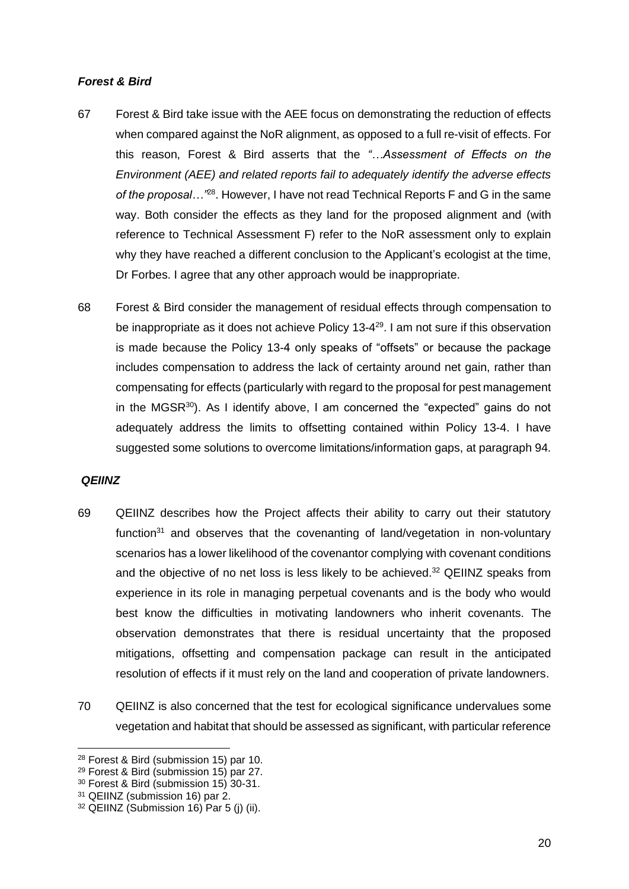### ***Forest & Bird***

67 Forest & Bird take issue with the AEE focus on demonstrating the reduction of effects when compared against the NoR alignment, as opposed to a full re-visit of effects. For this reason, Forest & Bird asserts that the *"…Assessment of Effects on the Environment (AEE) and related reports fail to adequately identify the adverse effects of the proposal…"*[28]. However, I have not read Technical Reports F and G in the same way. Both consider the effects as they land for the proposed alignment and (with reference to Technical Assessment F) refer to the NoR assessment only to explain why they have reached a different conclusion to the Applicant's ecologist at the time, Dr Forbes. I agree that any other approach would be inappropriate.

68 Forest & Bird consider the management of residual effects through compensation to be inappropriate as it does not achieve Policy 13-4[29]. I am not sure if this observation is made because the Policy 13-4 only speaks of "offsets" or because the package includes compensation to address the lack of certainty around net gain, rather than compensating for effects (particularly with regard to the proposal for pest management in the MGSR[30]). As I identify above, I am concerned the "expected" gains do not adequately address the limits to offsetting contained within Policy 13-4. I have suggested some solutions to overcome limitations/information gaps, at paragraph 94.

### ***QEIINZ***

69 QEIINZ describes how the Project affects their ability to carry out their statutory function[31] and observes that the covenanting of land/vegetation in non-voluntary scenarios has a lower likelihood of the covenantor complying with covenant conditions and the objective of no net loss is less likely to be achieved.[32] QEIINZ speaks from experience in its role in managing perpetual covenants and is the body who would best know the difficulties in motivating landowners who inherit covenants. The observation demonstrates that there is residual uncertainty that the proposed mitigations, offsetting and compensation package can result in the anticipated resolution of effects if it must rely on the land and cooperation of private landowners.

70 QEIINZ is also concerned that the test for ecological significance undervalues some vegetation and habitat that should be assessed as significant, with particular reference

---

[28] Forest & Bird (submission 15) par 10.
[29] Forest & Bird (submission 15) par 27.
[30] Forest & Bird (submission 15) 30-31.
[31] QEIINZ (submission 16) par 2.
[32] QEIINZ (Submission 16) Par 5 (j) (ii).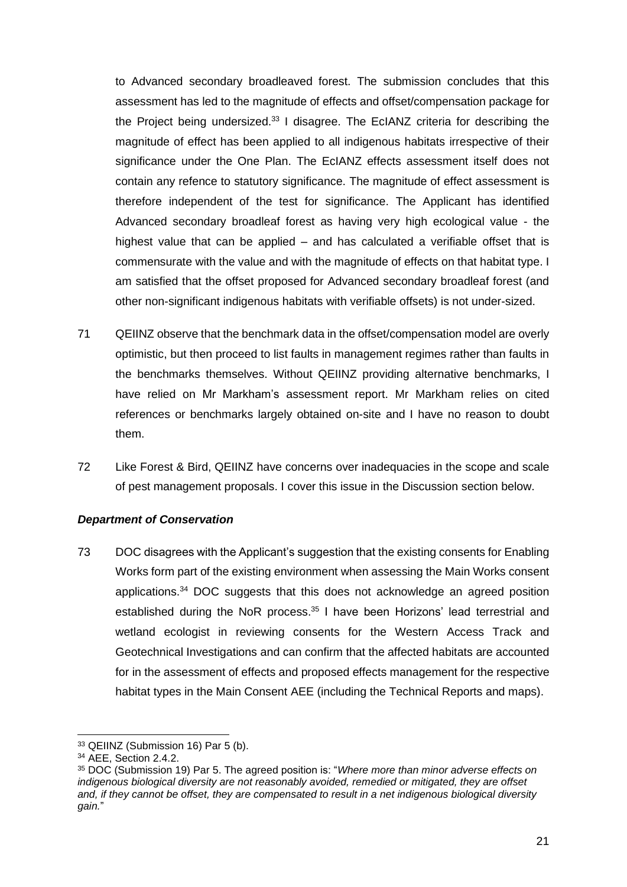to Advanced secondary broadleaved forest. The submission concludes that this assessment has led to the magnitude of effects and offset/compensation package for the Project being undersized.[33] I disagree. The EcIANZ criteria for describing the magnitude of effect has been applied to all indigenous habitats irrespective of their significance under the One Plan. The EcIANZ effects assessment itself does not contain any refence to statutory significance. The magnitude of effect assessment is therefore independent of the test for significance. The Applicant has identified Advanced secondary broadleaf forest as having very high ecological value - the highest value that can be applied – and has calculated a verifiable offset that is commensurate with the value and with the magnitude of effects on that habitat type. I am satisfied that the offset proposed for Advanced secondary broadleaf forest (and other non-significant indigenous habitats with verifiable offsets) is not under-sized.

71 QEIINZ observe that the benchmark data in the offset/compensation model are overly optimistic, but then proceed to list faults in management regimes rather than faults in the benchmarks themselves. Without QEIINZ providing alternative benchmarks, I have relied on Mr Markham's assessment report. Mr Markham relies on cited references or benchmarks largely obtained on-site and I have no reason to doubt them.

72 Like Forest & Bird, QEIINZ have concerns over inadequacies in the scope and scale of pest management proposals. I cover this issue in the Discussion section below.

***Department of Conservation***

73 DOC disagrees with the Applicant's suggestion that the existing consents for Enabling Works form part of the existing environment when assessing the Main Works consent applications.[34] DOC suggests that this does not acknowledge an agreed position established during the NoR process.[35] I have been Horizons' lead terrestrial and wetland ecologist in reviewing consents for the Western Access Track and Geotechnical Investigations and can confirm that the affected habitats are accounted for in the assessment of effects and proposed effects management for the respective habitat types in the Main Consent AEE (including the Technical Reports and maps).

---

[33] QEIINZ (Submission 16) Par 5 (b).

[34] AEE, Section 2.4.2.

[35] DOC (Submission 19) Par 5. The agreed position is: "*Where more than minor adverse effects on indigenous biological diversity are not reasonably avoided, remedied or mitigated, they are offset and, if they cannot be offset, they are compensated to result in a net indigenous biological diversity gain.*"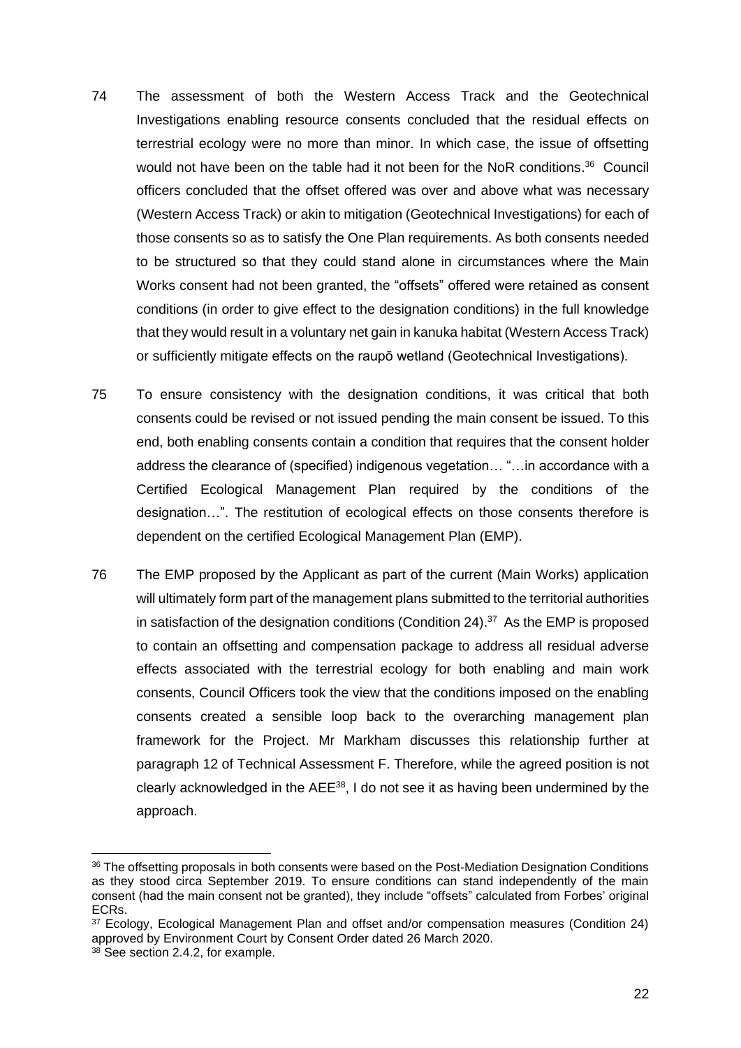74 The assessment of both the Western Access Track and the Geotechnical Investigations enabling resource consents concluded that the residual effects on terrestrial ecology were no more than minor. In which case, the issue of offsetting would not have been on the table had it not been for the NoR conditions.[36] Council officers concluded that the offset offered was over and above what was necessary (Western Access Track) or akin to mitigation (Geotechnical Investigations) for each of those consents so as to satisfy the One Plan requirements. As both consents needed to be structured so that they could stand alone in circumstances where the Main Works consent had not been granted, the "offsets" offered were retained as consent conditions (in order to give effect to the designation conditions) in the full knowledge that they would result in a voluntary net gain in kanuka habitat (Western Access Track) or sufficiently mitigate effects on the raupō wetland (Geotechnical Investigations).

75 To ensure consistency with the designation conditions, it was critical that both consents could be revised or not issued pending the main consent be issued. To this end, both enabling consents contain a condition that requires that the consent holder address the clearance of (specified) indigenous vegetation… "…in accordance with a Certified Ecological Management Plan required by the conditions of the designation…". The restitution of ecological effects on those consents therefore is dependent on the certified Ecological Management Plan (EMP).

76 The EMP proposed by the Applicant as part of the current (Main Works) application will ultimately form part of the management plans submitted to the territorial authorities in satisfaction of the designation conditions (Condition 24).[37] As the EMP is proposed to contain an offsetting and compensation package to address all residual adverse effects associated with the terrestrial ecology for both enabling and main work consents, Council Officers took the view that the conditions imposed on the enabling consents created a sensible loop back to the overarching management plan framework for the Project. Mr Markham discusses this relationship further at paragraph 12 of Technical Assessment F. Therefore, while the agreed position is not clearly acknowledged in the AEE[38], I do not see it as having been undermined by the approach.

---

[36] The offsetting proposals in both consents were based on the Post-Mediation Designation Conditions as they stood circa September 2019. To ensure conditions can stand independently of the main consent (had the main consent not be granted), they include "offsets" calculated from Forbes' original ECRs.

[37] Ecology, Ecological Management Plan and offset and/or compensation measures (Condition 24) approved by Environment Court by Consent Order dated 26 March 2020.

[38] See section 2.4.2, for example.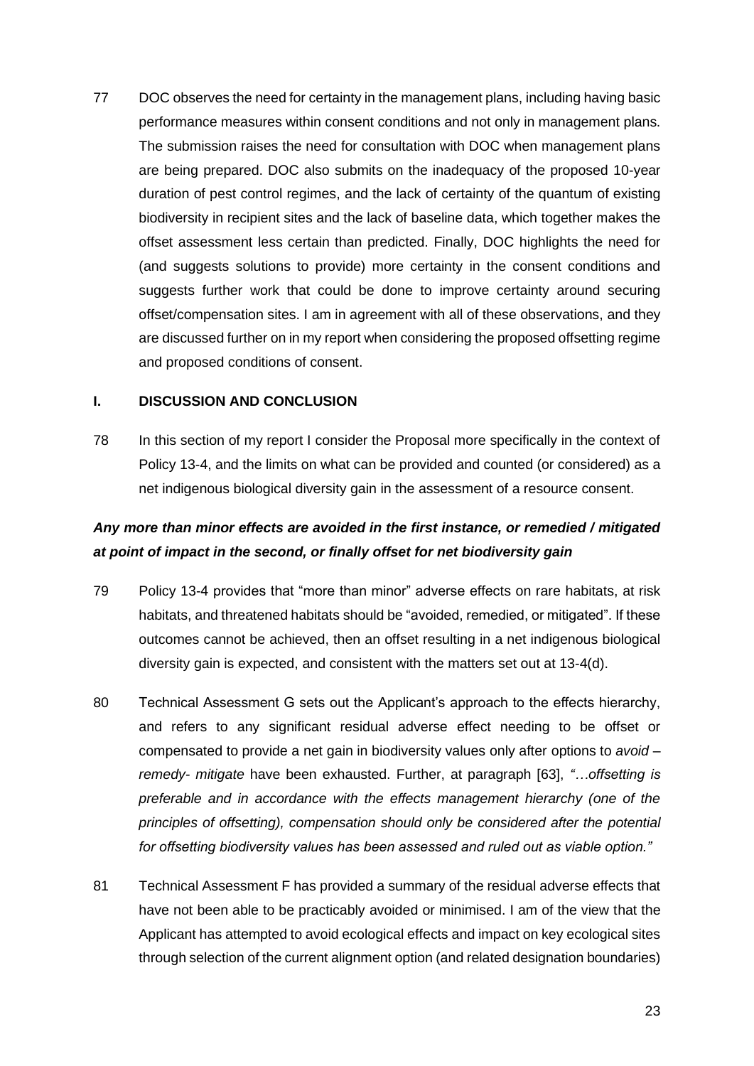77 DOC observes the need for certainty in the management plans, including having basic performance measures within consent conditions and not only in management plans. The submission raises the need for consultation with DOC when management plans are being prepared. DOC also submits on the inadequacy of the proposed 10-year duration of pest control regimes, and the lack of certainty of the quantum of existing biodiversity in recipient sites and the lack of baseline data, which together makes the offset assessment less certain than predicted. Finally, DOC highlights the need for (and suggests solutions to provide) more certainty in the consent conditions and suggests further work that could be done to improve certainty around securing offset/compensation sites. I am in agreement with all of these observations, and they are discussed further on in my report when considering the proposed offsetting regime and proposed conditions of consent.

## I. DISCUSSION AND CONCLUSION

78 In this section of my report I consider the Proposal more specifically in the context of Policy 13-4, and the limits on what can be provided and counted (or considered) as a net indigenous biological diversity gain in the assessment of a resource consent.

### *Any more than minor effects are avoided in the first instance, or remedied / mitigated at point of impact in the second, or finally offset for net biodiversity gain*

79 Policy 13-4 provides that "more than minor" adverse effects on rare habitats, at risk habitats, and threatened habitats should be "avoided, remedied, or mitigated". If these outcomes cannot be achieved, then an offset resulting in a net indigenous biological diversity gain is expected, and consistent with the matters set out at 13-4(d).

80 Technical Assessment G sets out the Applicant's approach to the effects hierarchy, and refers to any significant residual adverse effect needing to be offset or compensated to provide a net gain in biodiversity values only after options to *avoid – remedy- mitigate* have been exhausted. Further, at paragraph [63], *"…offsetting is preferable and in accordance with the effects management hierarchy (one of the principles of offsetting), compensation should only be considered after the potential for offsetting biodiversity values has been assessed and ruled out as viable option."*

81 Technical Assessment F has provided a summary of the residual adverse effects that have not been able to be practicably avoided or minimised. I am of the view that the Applicant has attempted to avoid ecological effects and impact on key ecological sites through selection of the current alignment option (and related designation boundaries)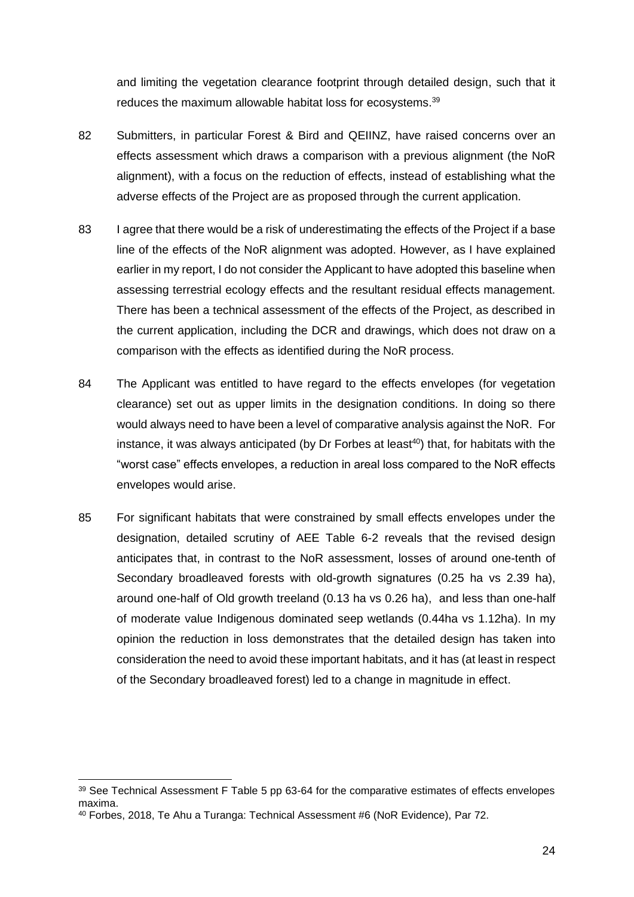and limiting the vegetation clearance footprint through detailed design, such that it reduces the maximum allowable habitat loss for ecosystems.[39]

82 Submitters, in particular Forest & Bird and QEIINZ, have raised concerns over an effects assessment which draws a comparison with a previous alignment (the NoR alignment), with a focus on the reduction of effects, instead of establishing what the adverse effects of the Project are as proposed through the current application.

83 I agree that there would be a risk of underestimating the effects of the Project if a base line of the effects of the NoR alignment was adopted. However, as I have explained earlier in my report, I do not consider the Applicant to have adopted this baseline when assessing terrestrial ecology effects and the resultant residual effects management. There has been a technical assessment of the effects of the Project, as described in the current application, including the DCR and drawings, which does not draw on a comparison with the effects as identified during the NoR process.

84 The Applicant was entitled to have regard to the effects envelopes (for vegetation clearance) set out as upper limits in the designation conditions. In doing so there would always need to have been a level of comparative analysis against the NoR. For instance, it was always anticipated (by Dr Forbes at least[40]) that, for habitats with the "worst case" effects envelopes, a reduction in areal loss compared to the NoR effects envelopes would arise.

85 For significant habitats that were constrained by small effects envelopes under the designation, detailed scrutiny of AEE Table 6-2 reveals that the revised design anticipates that, in contrast to the NoR assessment, losses of around one-tenth of Secondary broadleaved forests with old-growth signatures (0.25 ha vs 2.39 ha), around one-half of Old growth treeland (0.13 ha vs 0.26 ha), and less than one-half of moderate value Indigenous dominated seep wetlands (0.44ha vs 1.12ha). In my opinion the reduction in loss demonstrates that the detailed design has taken into consideration the need to avoid these important habitats, and it has (at least in respect of the Secondary broadleaved forest) led to a change in magnitude in effect.

---

[39] See Technical Assessment F Table 5 pp 63-64 for the comparative estimates of effects envelopes maxima.

[40] Forbes, 2018, Te Ahu a Turanga: Technical Assessment #6 (NoR Evidence), Par 72.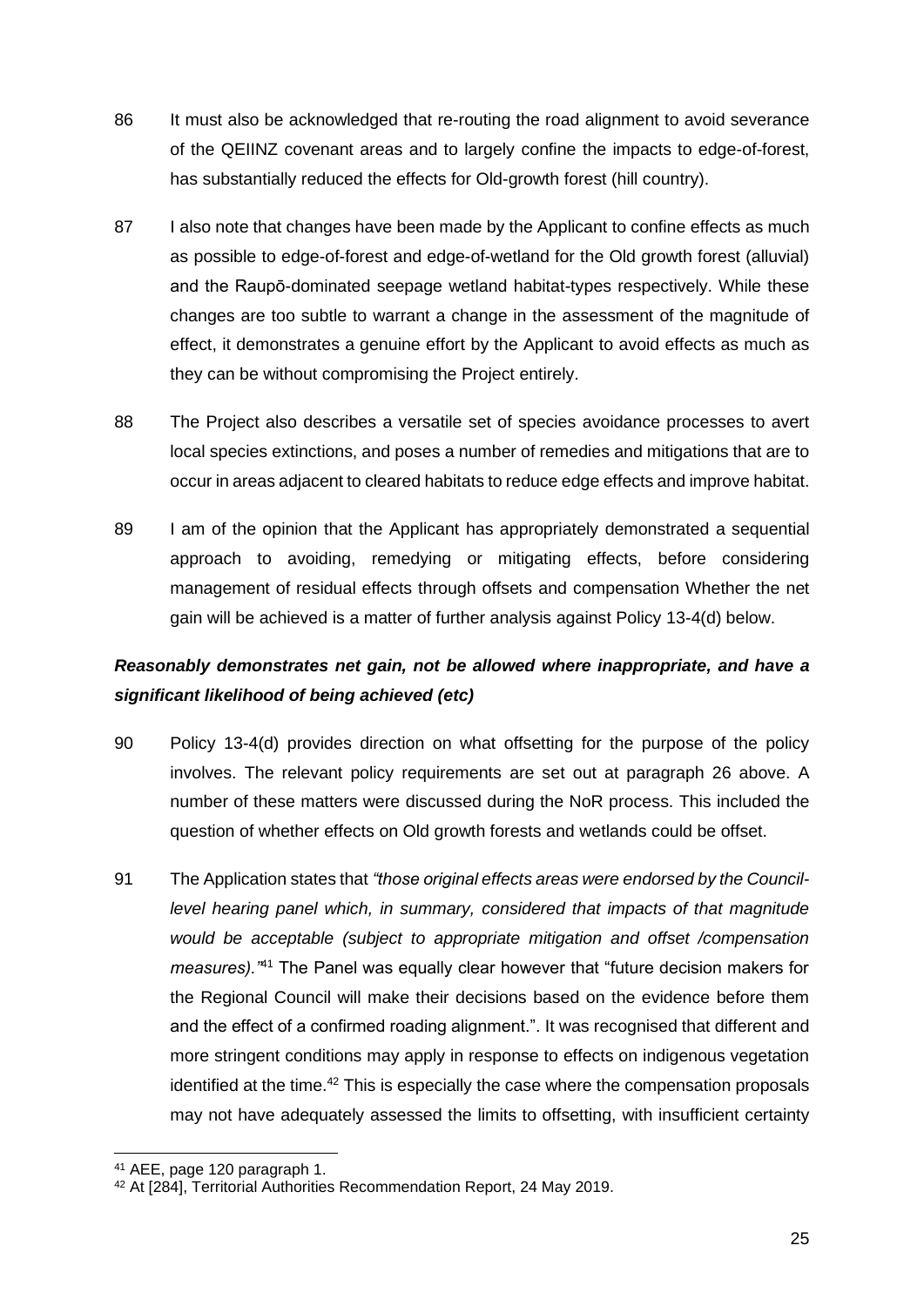86 It must also be acknowledged that re-routing the road alignment to avoid severance of the QEIINZ covenant areas and to largely confine the impacts to edge-of-forest, has substantially reduced the effects for Old-growth forest (hill country).

87 I also note that changes have been made by the Applicant to confine effects as much as possible to edge-of-forest and edge-of-wetland for the Old growth forest (alluvial) and the Raupō-dominated seepage wetland habitat-types respectively. While these changes are too subtle to warrant a change in the assessment of the magnitude of effect, it demonstrates a genuine effort by the Applicant to avoid effects as much as they can be without compromising the Project entirely.

88 The Project also describes a versatile set of species avoidance processes to avert local species extinctions, and poses a number of remedies and mitigations that are to occur in areas adjacent to cleared habitats to reduce edge effects and improve habitat.

89 I am of the opinion that the Applicant has appropriately demonstrated a sequential approach to avoiding, remedying or mitigating effects, before considering management of residual effects through offsets and compensation Whether the net gain will be achieved is a matter of further analysis against Policy 13-4(d) below.

### *Reasonably demonstrates net gain, not be allowed where inappropriate, and have a significant likelihood of being achieved (etc)*

90 Policy 13-4(d) provides direction on what offsetting for the purpose of the policy involves. The relevant policy requirements are set out at paragraph 26 above. A number of these matters were discussed during the NoR process. This included the question of whether effects on Old growth forests and wetlands could be offset.

91 The Application states that *"those original effects areas were endorsed by the Council-level hearing panel which, in summary, considered that impacts of that magnitude would be acceptable (subject to appropriate mitigation and offset /compensation measures)."*[41] The Panel was equally clear however that "future decision makers for the Regional Council will make their decisions based on the evidence before them and the effect of a confirmed roading alignment.". It was recognised that different and more stringent conditions may apply in response to effects on indigenous vegetation identified at the time.[42] This is especially the case where the compensation proposals may not have adequately assessed the limits to offsetting, with insufficient certainty

[41] AEE, page 120 paragraph 1.

[42] At [284], Territorial Authorities Recommendation Report, 24 May 2019.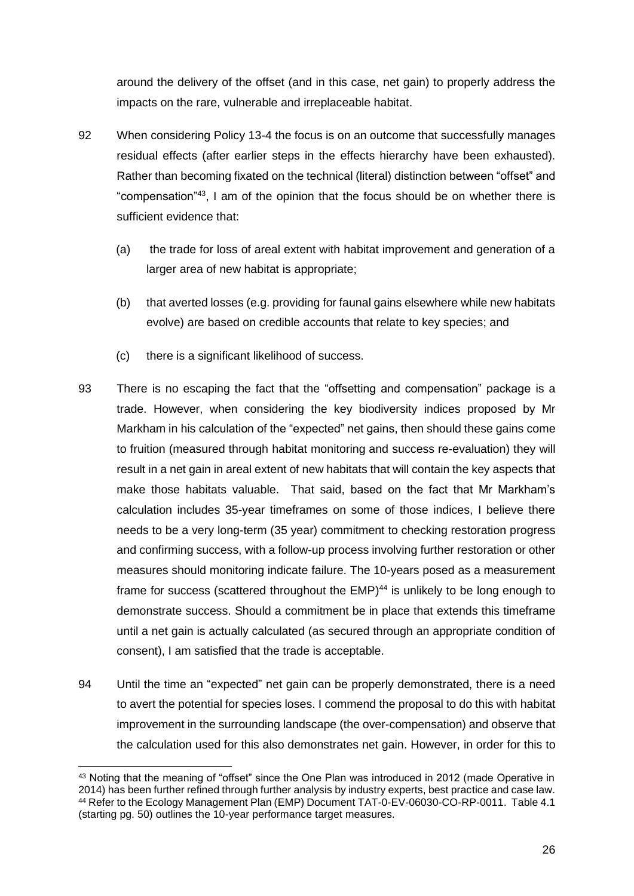around the delivery of the offset (and in this case, net gain) to properly address the impacts on the rare, vulnerable and irreplaceable habitat.

92 When considering Policy 13-4 the focus is on an outcome that successfully manages residual effects (after earlier steps in the effects hierarchy have been exhausted). Rather than becoming fixated on the technical (literal) distinction between "offset" and "compensation"[43], I am of the opinion that the focus should be on whether there is sufficient evidence that:

(a) the trade for loss of areal extent with habitat improvement and generation of a larger area of new habitat is appropriate;

(b) that averted losses (e.g. providing for faunal gains elsewhere while new habitats evolve) are based on credible accounts that relate to key species; and

(c) there is a significant likelihood of success.

93 There is no escaping the fact that the "offsetting and compensation" package is a trade. However, when considering the key biodiversity indices proposed by Mr Markham in his calculation of the "expected" net gains, then should these gains come to fruition (measured through habitat monitoring and success re-evaluation) they will result in a net gain in areal extent of new habitats that will contain the key aspects that make those habitats valuable. That said, based on the fact that Mr Markham's calculation includes 35-year timeframes on some of those indices, I believe there needs to be a very long-term (35 year) commitment to checking restoration progress and confirming success, with a follow-up process involving further restoration or other measures should monitoring indicate failure. The 10-years posed as a measurement frame for success (scattered throughout the EMP)[44] is unlikely to be long enough to demonstrate success. Should a commitment be in place that extends this timeframe until a net gain is actually calculated (as secured through an appropriate condition of consent), I am satisfied that the trade is acceptable.

94 Until the time an "expected" net gain can be properly demonstrated, there is a need to avert the potential for species loses. I commend the proposal to do this with habitat improvement in the surrounding landscape (the over-compensation) and observe that the calculation used for this also demonstrates net gain. However, in order for this to

[43] Noting that the meaning of "offset" since the One Plan was introduced in 2012 (made Operative in 2014) has been further refined through further analysis by industry experts, best practice and case law.

[44] Refer to the Ecology Management Plan (EMP) Document TAT-0-EV-06030-CO-RP-0011. Table 4.1 (starting pg. 50) outlines the 10-year performance target measures.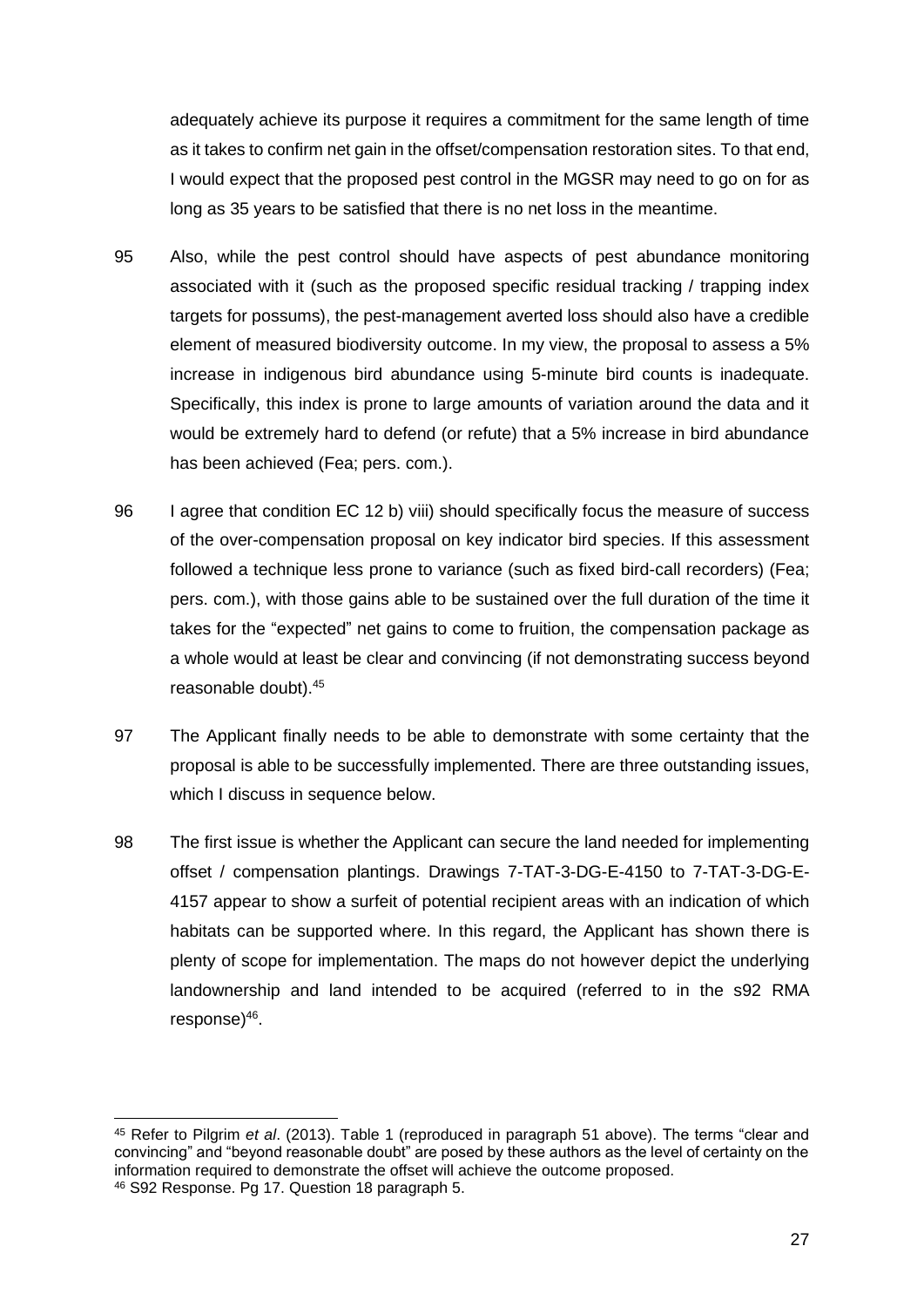adequately achieve its purpose it requires a commitment for the same length of time as it takes to confirm net gain in the offset/compensation restoration sites. To that end, I would expect that the proposed pest control in the MGSR may need to go on for as long as 35 years to be satisfied that there is no net loss in the meantime.

95 Also, while the pest control should have aspects of pest abundance monitoring associated with it (such as the proposed specific residual tracking / trapping index targets for possums), the pest-management averted loss should also have a credible element of measured biodiversity outcome. In my view, the proposal to assess a 5% increase in indigenous bird abundance using 5-minute bird counts is inadequate. Specifically, this index is prone to large amounts of variation around the data and it would be extremely hard to defend (or refute) that a 5% increase in bird abundance has been achieved (Fea; pers. com.).

96 I agree that condition EC 12 b) viii) should specifically focus the measure of success of the over-compensation proposal on key indicator bird species. If this assessment followed a technique less prone to variance (such as fixed bird-call recorders) (Fea; pers. com.), with those gains able to be sustained over the full duration of the time it takes for the "expected" net gains to come to fruition, the compensation package as a whole would at least be clear and convincing (if not demonstrating success beyond reasonable doubt).[45]

97 The Applicant finally needs to be able to demonstrate with some certainty that the proposal is able to be successfully implemented. There are three outstanding issues, which I discuss in sequence below.

98 The first issue is whether the Applicant can secure the land needed for implementing offset / compensation plantings. Drawings 7-TAT-3-DG-E-4150 to 7-TAT-3-DG-E-4157 appear to show a surfeit of potential recipient areas with an indication of which habitats can be supported where. In this regard, the Applicant has shown there is plenty of scope for implementation. The maps do not however depict the underlying landownership and land intended to be acquired (referred to in the s92 RMA response)[46].

---

[45] Refer to Pilgrim *et al*. (2013). Table 1 (reproduced in paragraph 51 above). The terms "clear and convincing" and "beyond reasonable doubt" are posed by these authors as the level of certainty on the information required to demonstrate the offset will achieve the outcome proposed.

[46] S92 Response. Pg 17. Question 18 paragraph 5.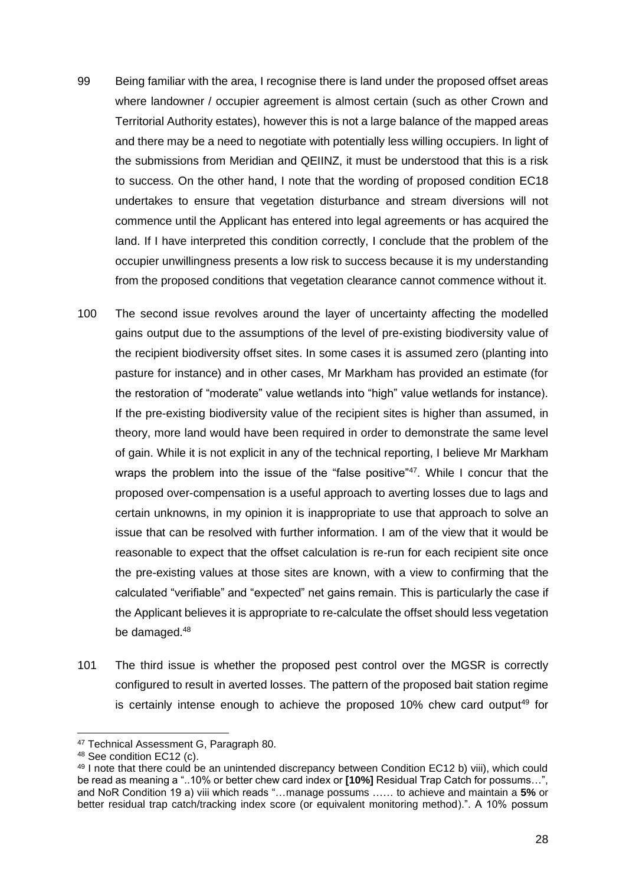99 Being familiar with the area, I recognise there is land under the proposed offset areas where landowner / occupier agreement is almost certain (such as other Crown and Territorial Authority estates), however this is not a large balance of the mapped areas and there may be a need to negotiate with potentially less willing occupiers. In light of the submissions from Meridian and QEIINZ, it must be understood that this is a risk to success. On the other hand, I note that the wording of proposed condition EC18 undertakes to ensure that vegetation disturbance and stream diversions will not commence until the Applicant has entered into legal agreements or has acquired the land. If I have interpreted this condition correctly, I conclude that the problem of the occupier unwillingness presents a low risk to success because it is my understanding from the proposed conditions that vegetation clearance cannot commence without it.

100 The second issue revolves around the layer of uncertainty affecting the modelled gains output due to the assumptions of the level of pre-existing biodiversity value of the recipient biodiversity offset sites. In some cases it is assumed zero (planting into pasture for instance) and in other cases, Mr Markham has provided an estimate (for the restoration of "moderate" value wetlands into "high" value wetlands for instance). If the pre-existing biodiversity value of the recipient sites is higher than assumed, in theory, more land would have been required in order to demonstrate the same level of gain. While it is not explicit in any of the technical reporting, I believe Mr Markham wraps the problem into the issue of the "false positive"[47]. While I concur that the proposed over-compensation is a useful approach to averting losses due to lags and certain unknowns, in my opinion it is inappropriate to use that approach to solve an issue that can be resolved with further information. I am of the view that it would be reasonable to expect that the offset calculation is re-run for each recipient site once the pre-existing values at those sites are known, with a view to confirming that the calculated "verifiable" and "expected" net gains remain. This is particularly the case if the Applicant believes it is appropriate to re-calculate the offset should less vegetation be damaged.[48]

101 The third issue is whether the proposed pest control over the MGSR is correctly configured to result in averted losses. The pattern of the proposed bait station regime is certainly intense enough to achieve the proposed 10% chew card output[49] for

---

[47] Technical Assessment G, Paragraph 80.

[48] See condition EC12 (c).

[49] I note that there could be an unintended discrepancy between Condition EC12 b) viii), which could be read as meaning a "..10% or better chew card index or **[10%]** Residual Trap Catch for possums…", and NoR Condition 19 a) viii which reads "…manage possums …… to achieve and maintain a **5%** or better residual trap catch/tracking index score (or equivalent monitoring method).". A 10% possum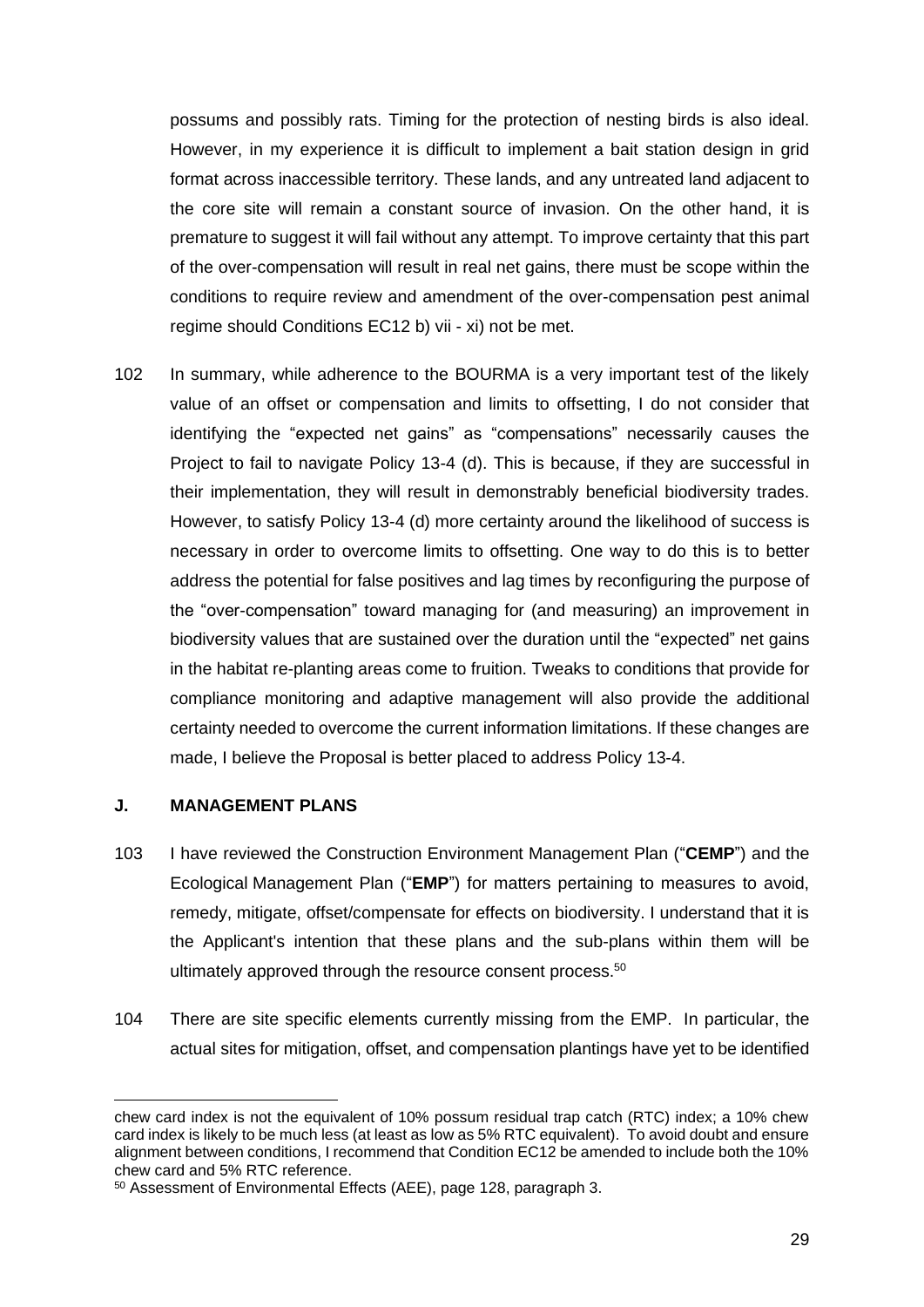possums and possibly rats. Timing for the protection of nesting birds is also ideal. However, in my experience it is difficult to implement a bait station design in grid format across inaccessible territory. These lands, and any untreated land adjacent to the core site will remain a constant source of invasion. On the other hand, it is premature to suggest it will fail without any attempt. To improve certainty that this part of the over-compensation will result in real net gains, there must be scope within the conditions to require review and amendment of the over-compensation pest animal regime should Conditions EC12 b) vii - xi) not be met.

102 In summary, while adherence to the BOURMA is a very important test of the likely value of an offset or compensation and limits to offsetting, I do not consider that identifying the "expected net gains" as "compensations" necessarily causes the Project to fail to navigate Policy 13-4 (d). This is because, if they are successful in their implementation, they will result in demonstrably beneficial biodiversity trades. However, to satisfy Policy 13-4 (d) more certainty around the likelihood of success is necessary in order to overcome limits to offsetting. One way to do this is to better address the potential for false positives and lag times by reconfiguring the purpose of the "over-compensation" toward managing for (and measuring) an improvement in biodiversity values that are sustained over the duration until the "expected" net gains in the habitat re-planting areas come to fruition. Tweaks to conditions that provide for compliance monitoring and adaptive management will also provide the additional certainty needed to overcome the current information limitations. If these changes are made, I believe the Proposal is better placed to address Policy 13-4.

## J. MANAGEMENT PLANS

103 I have reviewed the Construction Environment Management Plan ("**CEMP**") and the Ecological Management Plan ("**EMP**") for matters pertaining to measures to avoid, remedy, mitigate, offset/compensate for effects on biodiversity. I understand that it is the Applicant's intention that these plans and the sub-plans within them will be ultimately approved through the resource consent process.[50]

104 There are site specific elements currently missing from the EMP. In particular, the actual sites for mitigation, offset, and compensation plantings have yet to be identified

---

chew card index is not the equivalent of 10% possum residual trap catch (RTC) index; a 10% chew card index is likely to be much less (at least as low as 5% RTC equivalent). To avoid doubt and ensure alignment between conditions, I recommend that Condition EC12 be amended to include both the 10% chew card and 5% RTC reference.

[50] Assessment of Environmental Effects (AEE), page 128, paragraph 3.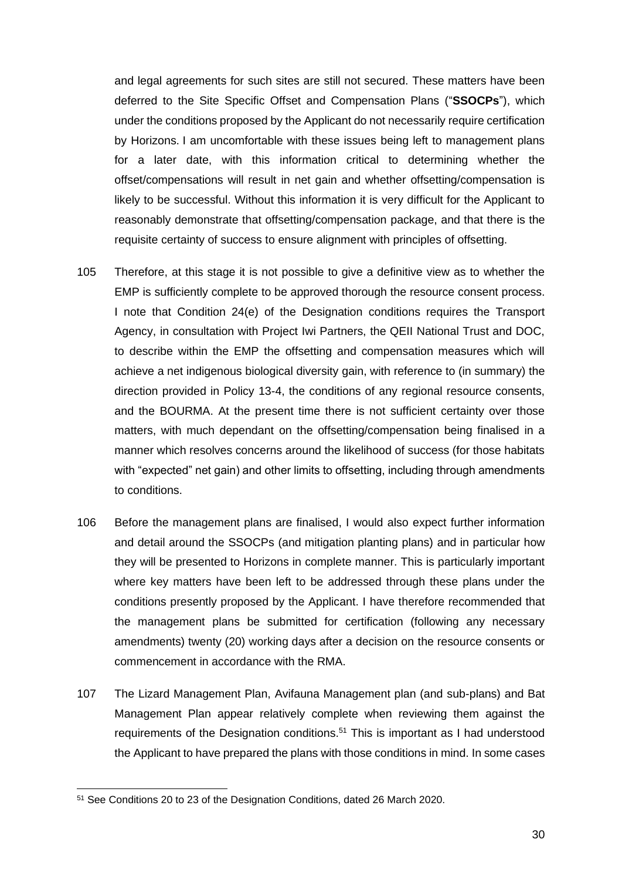and legal agreements for such sites are still not secured. These matters have been deferred to the Site Specific Offset and Compensation Plans ("**SSOCPs**"), which under the conditions proposed by the Applicant do not necessarily require certification by Horizons. I am uncomfortable with these issues being left to management plans for a later date, with this information critical to determining whether the offset/compensations will result in net gain and whether offsetting/compensation is likely to be successful. Without this information it is very difficult for the Applicant to reasonably demonstrate that offsetting/compensation package, and that there is the requisite certainty of success to ensure alignment with principles of offsetting.

105 Therefore, at this stage it is not possible to give a definitive view as to whether the EMP is sufficiently complete to be approved thorough the resource consent process. I note that Condition 24(e) of the Designation conditions requires the Transport Agency, in consultation with Project Iwi Partners, the QEII National Trust and DOC, to describe within the EMP the offsetting and compensation measures which will achieve a net indigenous biological diversity gain, with reference to (in summary) the direction provided in Policy 13-4, the conditions of any regional resource consents, and the BOURMA. At the present time there is not sufficient certainty over those matters, with much dependant on the offsetting/compensation being finalised in a manner which resolves concerns around the likelihood of success (for those habitats with "expected" net gain) and other limits to offsetting, including through amendments to conditions.

106 Before the management plans are finalised, I would also expect further information and detail around the SSOCPs (and mitigation planting plans) and in particular how they will be presented to Horizons in complete manner. This is particularly important where key matters have been left to be addressed through these plans under the conditions presently proposed by the Applicant. I have therefore recommended that the management plans be submitted for certification (following any necessary amendments) twenty (20) working days after a decision on the resource consents or commencement in accordance with the RMA.

107 The Lizard Management Plan, Avifauna Management plan (and sub-plans) and Bat Management Plan appear relatively complete when reviewing them against the requirements of the Designation conditions.[51] This is important as I had understood the Applicant to have prepared the plans with those conditions in mind. In some cases

[51] See Conditions 20 to 23 of the Designation Conditions, dated 26 March 2020.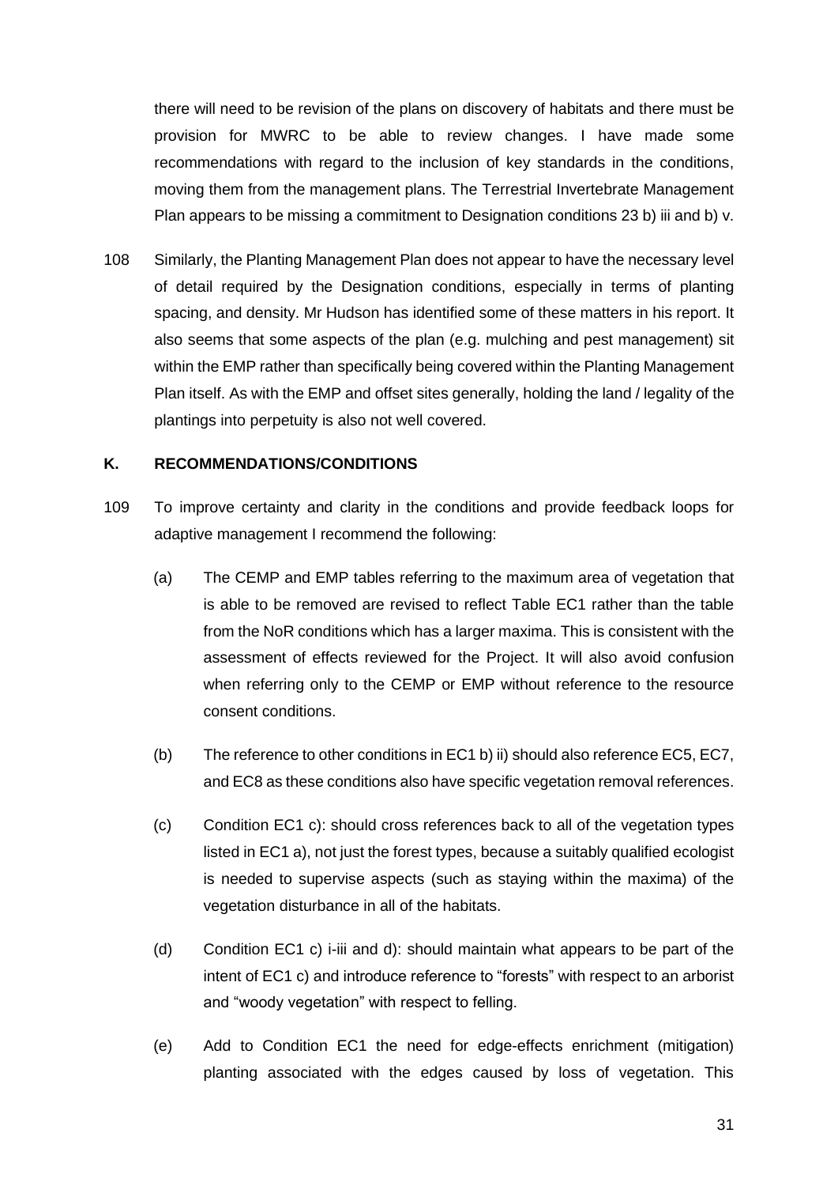there will need to be revision of the plans on discovery of habitats and there must be provision for MWRC to be able to review changes. I have made some recommendations with regard to the inclusion of key standards in the conditions, moving them from the management plans. The Terrestrial Invertebrate Management Plan appears to be missing a commitment to Designation conditions 23 b) iii and b) v.

108 Similarly, the Planting Management Plan does not appear to have the necessary level of detail required by the Designation conditions, especially in terms of planting spacing, and density. Mr Hudson has identified some of these matters in his report. It also seems that some aspects of the plan (e.g. mulching and pest management) sit within the EMP rather than specifically being covered within the Planting Management Plan itself. As with the EMP and offset sites generally, holding the land / legality of the plantings into perpetuity is also not well covered.

## K. RECOMMENDATIONS/CONDITIONS

109 To improve certainty and clarity in the conditions and provide feedback loops for adaptive management I recommend the following:

(a) The CEMP and EMP tables referring to the maximum area of vegetation that is able to be removed are revised to reflect Table EC1 rather than the table from the NoR conditions which has a larger maxima. This is consistent with the assessment of effects reviewed for the Project. It will also avoid confusion when referring only to the CEMP or EMP without reference to the resource consent conditions.

(b) The reference to other conditions in EC1 b) ii) should also reference EC5, EC7, and EC8 as these conditions also have specific vegetation removal references.

(c) Condition EC1 c): should cross references back to all of the vegetation types listed in EC1 a), not just the forest types, because a suitably qualified ecologist is needed to supervise aspects (such as staying within the maxima) of the vegetation disturbance in all of the habitats.

(d) Condition EC1 c) i-iii and d): should maintain what appears to be part of the intent of EC1 c) and introduce reference to "forests" with respect to an arborist and "woody vegetation" with respect to felling.

(e) Add to Condition EC1 the need for edge-effects enrichment (mitigation) planting associated with the edges caused by loss of vegetation. This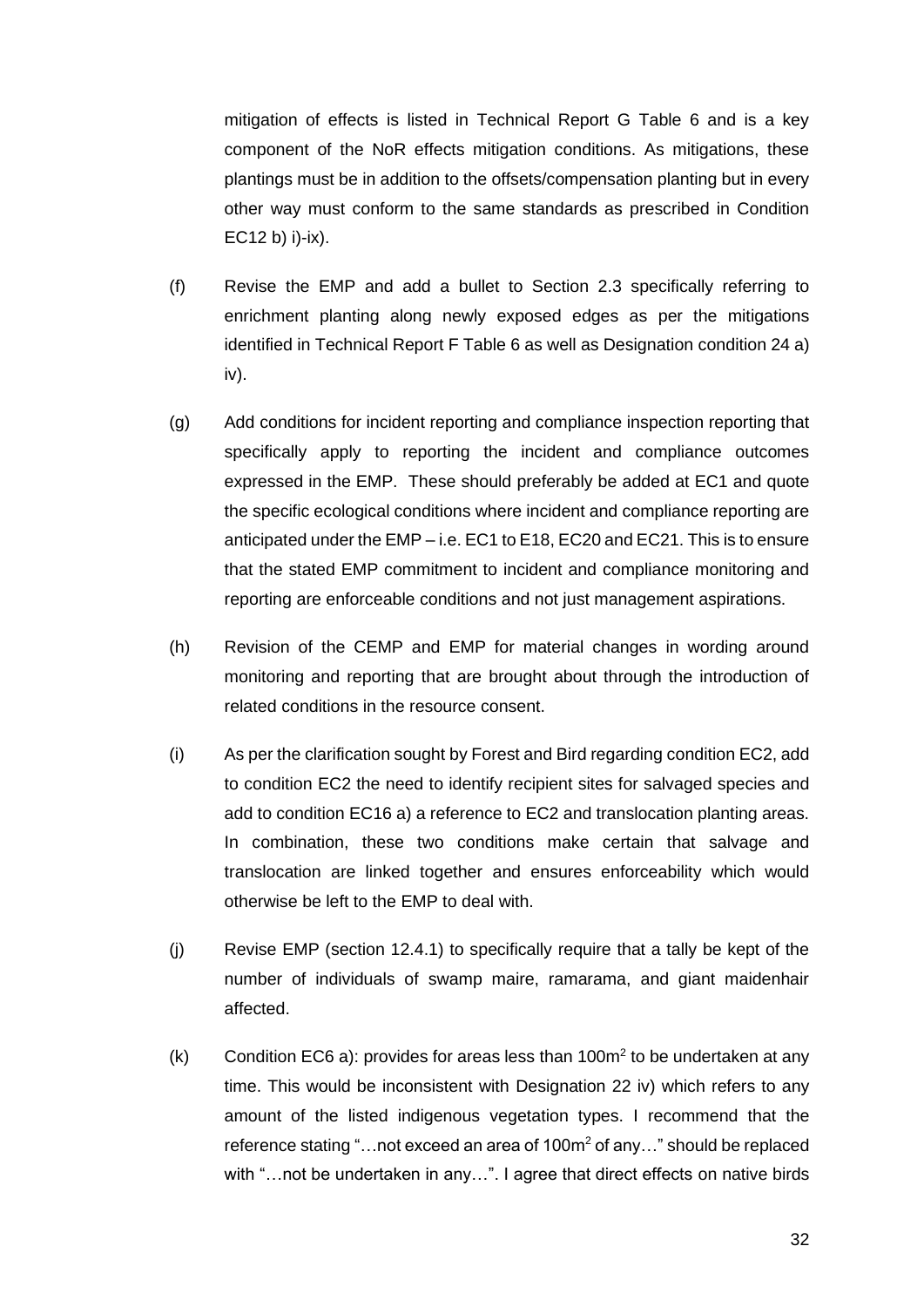mitigation of effects is listed in Technical Report G Table 6 and is a key component of the NoR effects mitigation conditions. As mitigations, these plantings must be in addition to the offsets/compensation planting but in every other way must conform to the same standards as prescribed in Condition EC12 b) i)-ix).

(f) Revise the EMP and add a bullet to Section 2.3 specifically referring to enrichment planting along newly exposed edges as per the mitigations identified in Technical Report F Table 6 as well as Designation condition 24 a) iv).

(g) Add conditions for incident reporting and compliance inspection reporting that specifically apply to reporting the incident and compliance outcomes expressed in the EMP. These should preferably be added at EC1 and quote the specific ecological conditions where incident and compliance reporting are anticipated under the EMP – i.e. EC1 to E18, EC20 and EC21. This is to ensure that the stated EMP commitment to incident and compliance monitoring and reporting are enforceable conditions and not just management aspirations.

(h) Revision of the CEMP and EMP for material changes in wording around monitoring and reporting that are brought about through the introduction of related conditions in the resource consent.

(i) As per the clarification sought by Forest and Bird regarding condition EC2, add to condition EC2 the need to identify recipient sites for salvaged species and add to condition EC16 a) a reference to EC2 and translocation planting areas. In combination, these two conditions make certain that salvage and translocation are linked together and ensures enforceability which would otherwise be left to the EMP to deal with.

(j) Revise EMP (section 12.4.1) to specifically require that a tally be kept of the number of individuals of swamp maire, ramarama, and giant maidenhair affected.

(k) Condition EC6 a): provides for areas less than $100m^2$ to be undertaken at any time. This would be inconsistent with Designation 22 iv) which refers to any amount of the listed indigenous vegetation types. I recommend that the reference stating "…not exceed an area of $100m^2$ of any…" should be replaced with "…not be undertaken in any…". I agree that direct effects on native birds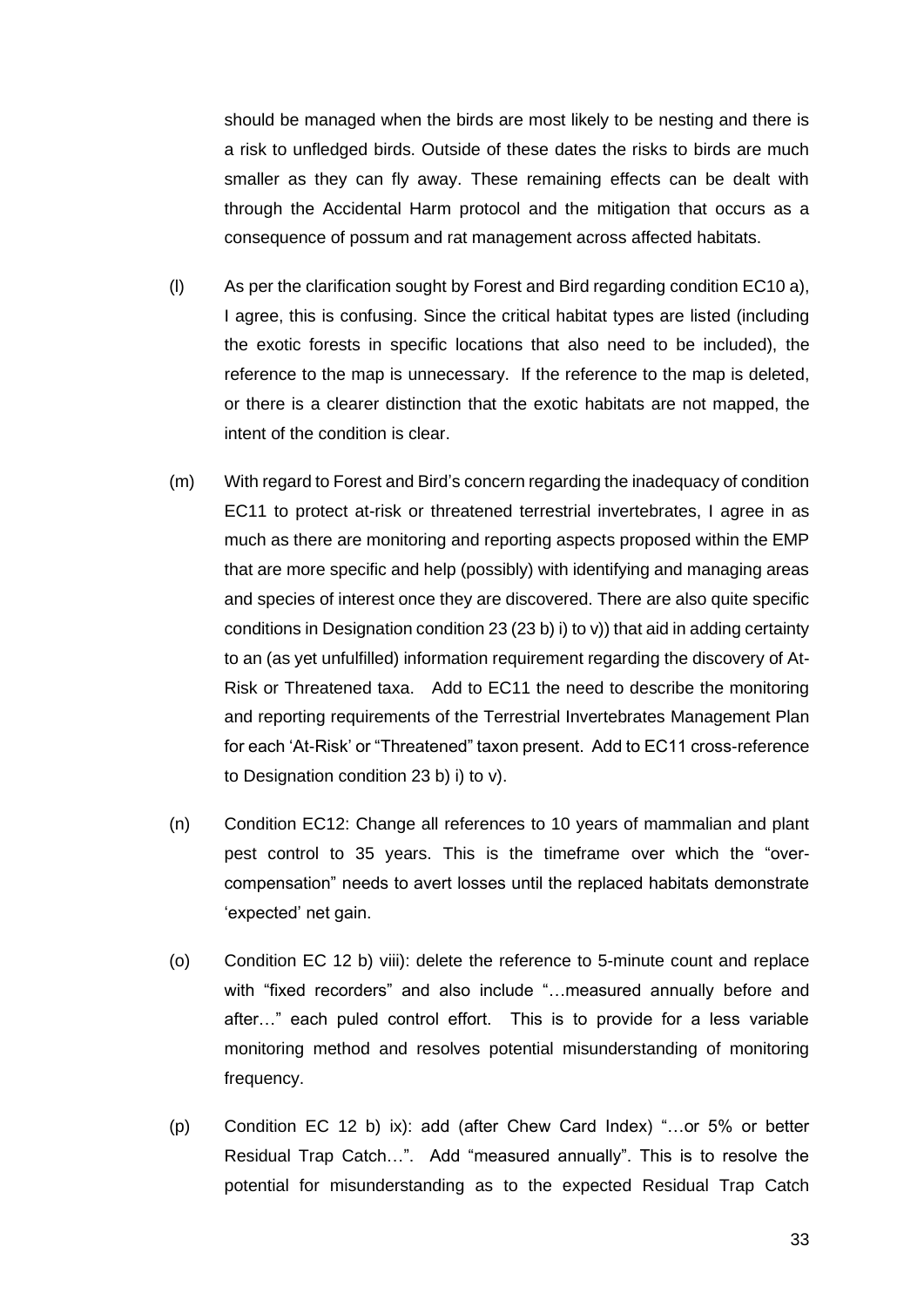should be managed when the birds are most likely to be nesting and there is a risk to unfledged birds. Outside of these dates the risks to birds are much smaller as they can fly away. These remaining effects can be dealt with through the Accidental Harm protocol and the mitigation that occurs as a consequence of possum and rat management across affected habitats.

(l) As per the clarification sought by Forest and Bird regarding condition EC10 a), I agree, this is confusing. Since the critical habitat types are listed (including the exotic forests in specific locations that also need to be included), the reference to the map is unnecessary. If the reference to the map is deleted, or there is a clearer distinction that the exotic habitats are not mapped, the intent of the condition is clear.

(m) With regard to Forest and Bird's concern regarding the inadequacy of condition EC11 to protect at-risk or threatened terrestrial invertebrates, I agree in as much as there are monitoring and reporting aspects proposed within the EMP that are more specific and help (possibly) with identifying and managing areas and species of interest once they are discovered. There are also quite specific conditions in Designation condition 23 (23 b) i) to v)) that aid in adding certainty to an (as yet unfulfilled) information requirement regarding the discovery of At-Risk or Threatened taxa. Add to EC11 the need to describe the monitoring and reporting requirements of the Terrestrial Invertebrates Management Plan for each 'At-Risk' or "Threatened" taxon present. Add to EC11 cross-reference to Designation condition 23 b) i) to v).

(n) Condition EC12: Change all references to 10 years of mammalian and plant pest control to 35 years. This is the timeframe over which the "over-compensation" needs to avert losses until the replaced habitats demonstrate 'expected' net gain.

(o) Condition EC 12 b) viii): delete the reference to 5-minute count and replace with "fixed recorders" and also include "…measured annually before and after…" each puled control effort. This is to provide for a less variable monitoring method and resolves potential misunderstanding of monitoring frequency.

(p) Condition EC 12 b) ix): add (after Chew Card Index) "…or 5% or better Residual Trap Catch…". Add "measured annually". This is to resolve the potential for misunderstanding as to the expected Residual Trap Catch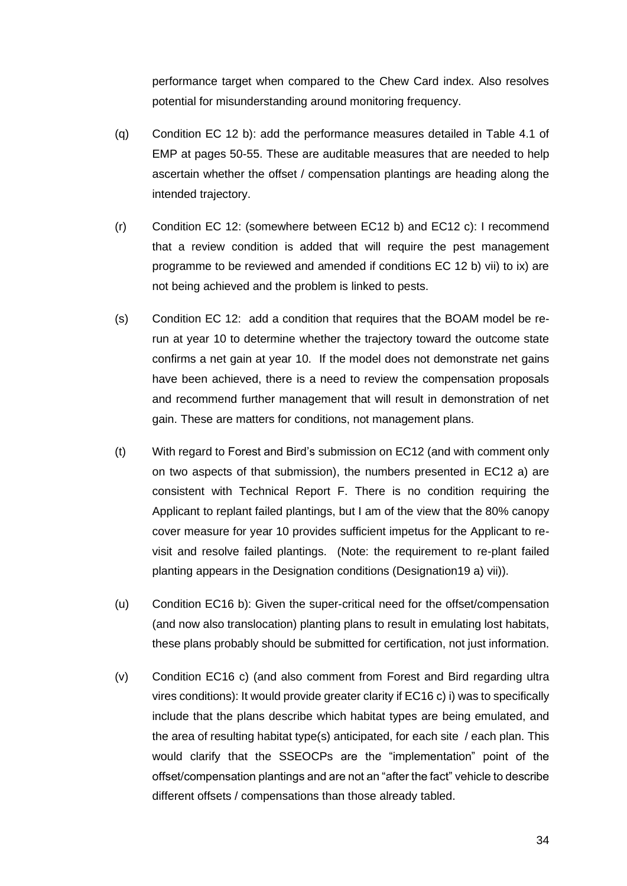performance target when compared to the Chew Card index. Also resolves potential for misunderstanding around monitoring frequency.

(q) Condition EC 12 b): add the performance measures detailed in Table 4.1 of EMP at pages 50-55. These are auditable measures that are needed to help ascertain whether the offset / compensation plantings are heading along the intended trajectory.

(r) Condition EC 12: (somewhere between EC12 b) and EC12 c): I recommend that a review condition is added that will require the pest management programme to be reviewed and amended if conditions EC 12 b) vii) to ix) are not being achieved and the problem is linked to pests.

(s) Condition EC 12: add a condition that requires that the BOAM model be re-run at year 10 to determine whether the trajectory toward the outcome state confirms a net gain at year 10. If the model does not demonstrate net gains have been achieved, there is a need to review the compensation proposals and recommend further management that will result in demonstration of net gain. These are matters for conditions, not management plans.

(t) With regard to Forest and Bird's submission on EC12 (and with comment only on two aspects of that submission), the numbers presented in EC12 a) are consistent with Technical Report F. There is no condition requiring the Applicant to replant failed plantings, but I am of the view that the 80% canopy cover measure for year 10 provides sufficient impetus for the Applicant to re-visit and resolve failed plantings. (Note: the requirement to re-plant failed planting appears in the Designation conditions (Designation19 a) vii)).

(u) Condition EC16 b): Given the super-critical need for the offset/compensation (and now also translocation) planting plans to result in emulating lost habitats, these plans probably should be submitted for certification, not just information.

(v) Condition EC16 c) (and also comment from Forest and Bird regarding ultra vires conditions): It would provide greater clarity if EC16 c) i) was to specifically include that the plans describe which habitat types are being emulated, and the area of resulting habitat type(s) anticipated, for each site / each plan. This would clarify that the SSEOCPs are the "implementation" point of the offset/compensation plantings and are not an "after the fact" vehicle to describe different offsets / compensations than those already tabled.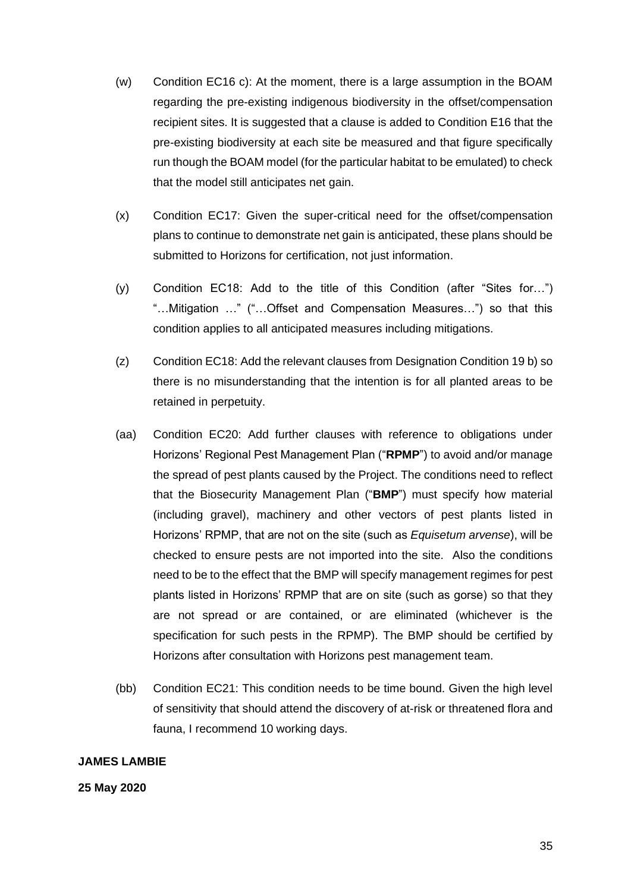(w) Condition EC16 c): At the moment, there is a large assumption in the BOAM regarding the pre-existing indigenous biodiversity in the offset/compensation recipient sites. It is suggested that a clause is added to Condition E16 that the pre-existing biodiversity at each site be measured and that figure specifically run though the BOAM model (for the particular habitat to be emulated) to check that the model still anticipates net gain.

(x) Condition EC17: Given the super-critical need for the offset/compensation plans to continue to demonstrate net gain is anticipated, these plans should be submitted to Horizons for certification, not just information.

(y) Condition EC18: Add to the title of this Condition (after "Sites for…") "…Mitigation …" ("…Offset and Compensation Measures…") so that this condition applies to all anticipated measures including mitigations.

(z) Condition EC18: Add the relevant clauses from Designation Condition 19 b) so there is no misunderstanding that the intention is for all planted areas to be retained in perpetuity.

(aa) Condition EC20: Add further clauses with reference to obligations under Horizons' Regional Pest Management Plan ("**RPMP**") to avoid and/or manage the spread of pest plants caused by the Project. The conditions need to reflect that the Biosecurity Management Plan ("**BMP**") must specify how material (including gravel), machinery and other vectors of pest plants listed in Horizons' RPMP, that are not on the site (such as *Equisetum arvense*), will be checked to ensure pests are not imported into the site. Also the conditions need to be to the effect that the BMP will specify management regimes for pest plants listed in Horizons' RPMP that are on site (such as gorse) so that they are not spread or are contained, or are eliminated (whichever is the specification for such pests in the RPMP). The BMP should be certified by Horizons after consultation with Horizons pest management team.

(bb) Condition EC21: This condition needs to be time bound. Given the high level of sensitivity that should attend the discovery of at-risk or threatened flora and fauna, I recommend 10 working days.

**JAMES LAMBIE**

**25 May 2020**